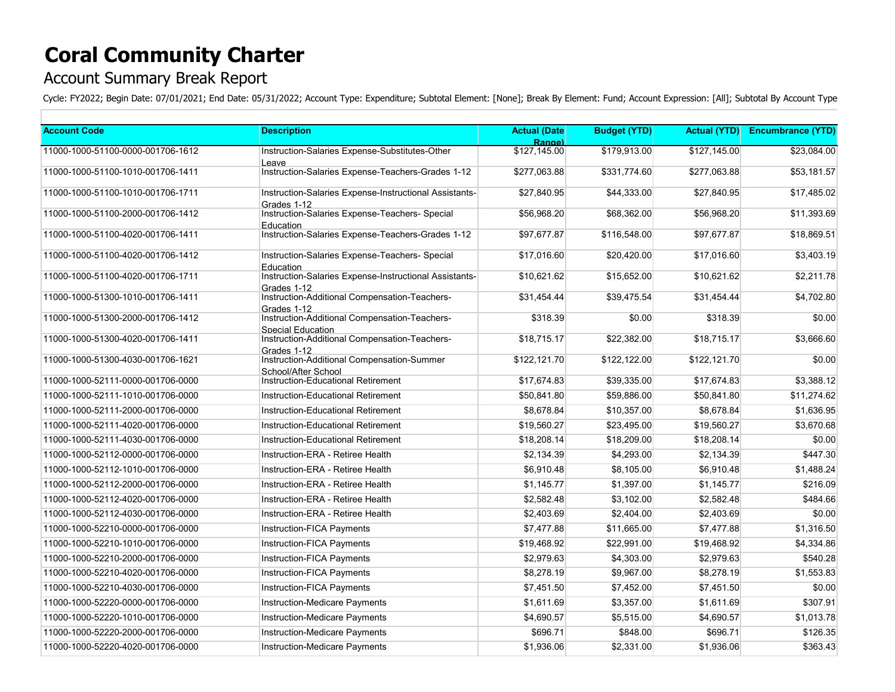# Coral Community Charter

## Account Summary Break Report

Cycle: FY2022; Begin Date: 07/01/2021; End Date: 05/31/2022; Account Type: Expenditure; Subtotal Element: [None]; Break By Element: Fund; Account Expression: [All]; Subtotal By Account Type

| Account Code | Description | Actual (Date Range) | Budget (YTD) | Actual (YTD) | Encumbrance (YTD) |
|---|---|---|---|---|---|
| 11000-1000-51100-0000-001706-1612 | Instruction-Salaries Expense-Substitutes-Other Leave | $127,145.00 | $179,913.00 | $127,145.00 | $23,084.00 |
| 11000-1000-51100-1010-001706-1411 | Instruction-Salaries Expense-Teachers-Grades 1-12 | $277,063.88 | $331,774.60 | $277,063.88 | $53,181.57 |
| 11000-1000-51100-1010-001706-1711 | Instruction-Salaries Expense-Instructional Assistants-Grades 1-12 | $27,840.95 | $44,333.00 | $27,840.95 | $17,485.02 |
| 11000-1000-51100-2000-001706-1412 | Instruction-Salaries Expense-Teachers- Special Education | $56,968.20 | $68,362.00 | $56,968.20 | $11,393.69 |
| 11000-1000-51100-4020-001706-1411 | Instruction-Salaries Expense-Teachers-Grades 1-12 | $97,677.87 | $116,548.00 | $97,677.87 | $18,869.51 |
| 11000-1000-51100-4020-001706-1412 | Instruction-Salaries Expense-Teachers- Special Education | $17,016.60 | $20,420.00 | $17,016.60 | $3,403.19 |
| 11000-1000-51100-4020-001706-1711 | Instruction-Salaries Expense-Instructional Assistants-Grades 1-12 | $10,621.62 | $15,652.00 | $10,621.62 | $2,211.78 |
| 11000-1000-51300-1010-001706-1411 | Instruction-Additional Compensation-Teachers-Grades 1-12 | $31,454.44 | $39,475.54 | $31,454.44 | $4,702.80 |
| 11000-1000-51300-2000-001706-1412 | Instruction-Additional Compensation-Teachers-Special Education | $318.39 | $0.00 | $318.39 | $0.00 |
| 11000-1000-51300-4020-001706-1411 | Instruction-Additional Compensation-Teachers-Grades 1-12 | $18,715.17 | $22,382.00 | $18,715.17 | $3,666.60 |
| 11000-1000-51300-4030-001706-1621 | Instruction-Additional Compensation-Summer School/After School | $122,121.70 | $122,122.00 | $122,121.70 | $0.00 |
| 11000-1000-52111-0000-001706-0000 | Instruction-Educational Retirement | $17,674.83 | $39,335.00 | $17,674.83 | $3,388.12 |
| 11000-1000-52111-1010-001706-0000 | Instruction-Educational Retirement | $50,841.80 | $59,886.00 | $50,841.80 | $11,274.62 |
| 11000-1000-52111-2000-001706-0000 | Instruction-Educational Retirement | $8,678.84 | $10,357.00 | $8,678.84 | $1,636.95 |
| 11000-1000-52111-4020-001706-0000 | Instruction-Educational Retirement | $19,560.27 | $23,495.00 | $19,560.27 | $3,670.68 |
| 11000-1000-52111-4030-001706-0000 | Instruction-Educational Retirement | $18,208.14 | $18,209.00 | $18,208.14 | $0.00 |
| 11000-1000-52112-0000-001706-0000 | Instruction-ERA - Retiree Health | $2,134.39 | $4,293.00 | $2,134.39 | $447.30 |
| 11000-1000-52112-1010-001706-0000 | Instruction-ERA - Retiree Health | $6,910.48 | $8,105.00 | $6,910.48 | $1,488.24 |
| 11000-1000-52112-2000-001706-0000 | Instruction-ERA - Retiree Health | $1,145.77 | $1,397.00 | $1,145.77 | $216.09 |
| 11000-1000-52112-4020-001706-0000 | Instruction-ERA - Retiree Health | $2,582.48 | $3,102.00 | $2,582.48 | $484.66 |
| 11000-1000-52112-4030-001706-0000 | Instruction-ERA - Retiree Health | $2,403.69 | $2,404.00 | $2,403.69 | $0.00 |
| 11000-1000-52210-0000-001706-0000 | Instruction-FICA Payments | $7,477.88 | $11,665.00 | $7,477.88 | $1,316.50 |
| 11000-1000-52210-1010-001706-0000 | Instruction-FICA Payments | $19,468.92 | $22,991.00 | $19,468.92 | $4,334.86 |
| 11000-1000-52210-2000-001706-0000 | Instruction-FICA Payments | $2,979.63 | $4,303.00 | $2,979.63 | $540.28 |
| 11000-1000-52210-4020-001706-0000 | Instruction-FICA Payments | $8,278.19 | $9,967.00 | $8,278.19 | $1,553.83 |
| 11000-1000-52210-4030-001706-0000 | Instruction-FICA Payments | $7,451.50 | $7,452.00 | $7,451.50 | $0.00 |
| 11000-1000-52220-0000-001706-0000 | Instruction-Medicare Payments | $1,611.69 | $3,357.00 | $1,611.69 | $307.91 |
| 11000-1000-52220-1010-001706-0000 | Instruction-Medicare Payments | $4,690.57 | $5,515.00 | $4,690.57 | $1,013.78 |
| 11000-1000-52220-2000-001706-0000 | Instruction-Medicare Payments | $696.71 | $848.00 | $696.71 | $126.35 |
| 11000-1000-52220-4020-001706-0000 | Instruction-Medicare Payments | $1,936.06 | $2,331.00 | $1,936.06 | $363.43 |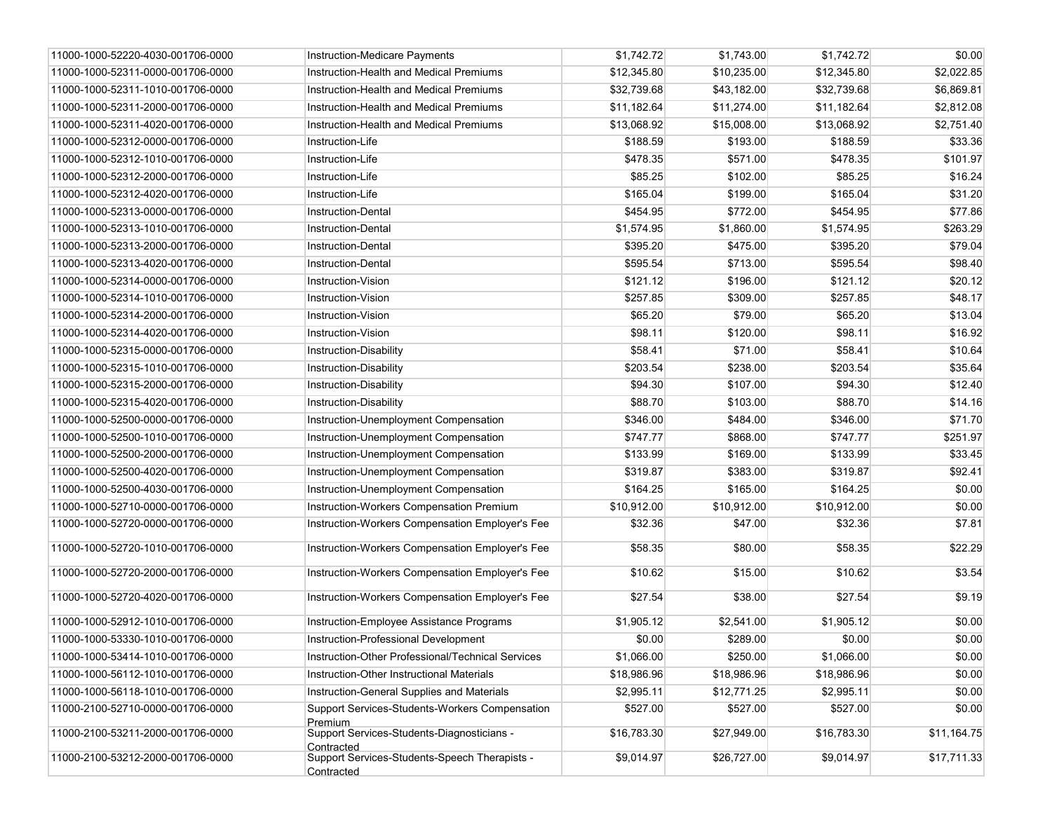| | | | | | |
|---|---|---|---|---|---|
| 11000-1000-52220-4030-001706-0000 | Instruction-Medicare Payments | $1,742.72 | $1,743.00 | $1,742.72 | $0.00 |
| 11000-1000-52311-0000-001706-0000 | Instruction-Health and Medical Premiums | $12,345.80 | $10,235.00 | $12,345.80 | $2,022.85 |
| 11000-1000-52311-1010-001706-0000 | Instruction-Health and Medical Premiums | $32,739.68 | $43,182.00 | $32,739.68 | $6,869.81 |
| 11000-1000-52311-2000-001706-0000 | Instruction-Health and Medical Premiums | $11,182.64 | $11,274.00 | $11,182.64 | $2,812.08 |
| 11000-1000-52311-4020-001706-0000 | Instruction-Health and Medical Premiums | $13,068.92 | $15,008.00 | $13,068.92 | $2,751.40 |
| 11000-1000-52312-0000-001706-0000 | Instruction-Life | $188.59 | $193.00 | $188.59 | $33.36 |
| 11000-1000-52312-1010-001706-0000 | Instruction-Life | $478.35 | $571.00 | $478.35 | $101.97 |
| 11000-1000-52312-2000-001706-0000 | Instruction-Life | $85.25 | $102.00 | $85.25 | $16.24 |
| 11000-1000-52312-4020-001706-0000 | Instruction-Life | $165.04 | $199.00 | $165.04 | $31.20 |
| 11000-1000-52313-0000-001706-0000 | Instruction-Dental | $454.95 | $772.00 | $454.95 | $77.86 |
| 11000-1000-52313-1010-001706-0000 | Instruction-Dental | $1,574.95 | $1,860.00 | $1,574.95 | $263.29 |
| 11000-1000-52313-2000-001706-0000 | Instruction-Dental | $395.20 | $475.00 | $395.20 | $79.04 |
| 11000-1000-52313-4020-001706-0000 | Instruction-Dental | $595.54 | $713.00 | $595.54 | $98.40 |
| 11000-1000-52314-0000-001706-0000 | Instruction-Vision | $121.12 | $196.00 | $121.12 | $20.12 |
| 11000-1000-52314-1010-001706-0000 | Instruction-Vision | $257.85 | $309.00 | $257.85 | $48.17 |
| 11000-1000-52314-2000-001706-0000 | Instruction-Vision | $65.20 | $79.00 | $65.20 | $13.04 |
| 11000-1000-52314-4020-001706-0000 | Instruction-Vision | $98.11 | $120.00 | $98.11 | $16.92 |
| 11000-1000-52315-0000-001706-0000 | Instruction-Disability | $58.41 | $71.00 | $58.41 | $10.64 |
| 11000-1000-52315-1010-001706-0000 | Instruction-Disability | $203.54 | $238.00 | $203.54 | $35.64 |
| 11000-1000-52315-2000-001706-0000 | Instruction-Disability | $94.30 | $107.00 | $94.30 | $12.40 |
| 11000-1000-52315-4020-001706-0000 | Instruction-Disability | $88.70 | $103.00 | $88.70 | $14.16 |
| 11000-1000-52500-0000-001706-0000 | Instruction-Unemployment Compensation | $346.00 | $484.00 | $346.00 | $71.70 |
| 11000-1000-52500-1010-001706-0000 | Instruction-Unemployment Compensation | $747.77 | $868.00 | $747.77 | $251.97 |
| 11000-1000-52500-2000-001706-0000 | Instruction-Unemployment Compensation | $133.99 | $169.00 | $133.99 | $33.45 |
| 11000-1000-52500-4020-001706-0000 | Instruction-Unemployment Compensation | $319.87 | $383.00 | $319.87 | $92.41 |
| 11000-1000-52500-4030-001706-0000 | Instruction-Unemployment Compensation | $164.25 | $165.00 | $164.25 | $0.00 |
| 11000-1000-52710-0000-001706-0000 | Instruction-Workers Compensation Premium | $10,912.00 | $10,912.00 | $10,912.00 | $0.00 |
| 11000-1000-52720-0000-001706-0000 | Instruction-Workers Compensation Employer's Fee | $32.36 | $47.00 | $32.36 | $7.81 |
| 11000-1000-52720-1010-001706-0000 | Instruction-Workers Compensation Employer's Fee | $58.35 | $80.00 | $58.35 | $22.29 |
| 11000-1000-52720-2000-001706-0000 | Instruction-Workers Compensation Employer's Fee | $10.62 | $15.00 | $10.62 | $3.54 |
| 11000-1000-52720-4020-001706-0000 | Instruction-Workers Compensation Employer's Fee | $27.54 | $38.00 | $27.54 | $9.19 |
| 11000-1000-52912-1010-001706-0000 | Instruction-Employee Assistance Programs | $1,905.12 | $2,541.00 | $1,905.12 | $0.00 |
| 11000-1000-53330-1010-001706-0000 | Instruction-Professional Development | $0.00 | $289.00 | $0.00 | $0.00 |
| 11000-1000-53414-1010-001706-0000 | Instruction-Other Professional/Technical Services | $1,066.00 | $250.00 | $1,066.00 | $0.00 |
| 11000-1000-56112-1010-001706-0000 | Instruction-Other Instructional Materials | $18,986.96 | $18,986.96 | $18,986.96 | $0.00 |
| 11000-1000-56118-1010-001706-0000 | Instruction-General Supplies and Materials | $2,995.11 | $12,771.25 | $2,995.11 | $0.00 |
| 11000-2100-52710-0000-001706-0000 | Support Services-Students-Workers Compensation Premium | $527.00 | $527.00 | $527.00 | $0.00 |
| 11000-2100-53211-2000-001706-0000 | Support Services-Students-Diagnosticians - Contracted | $16,783.30 | $27,949.00 | $16,783.30 | $11,164.75 |
| 11000-2100-53212-2000-001706-0000 | Support Services-Students-Speech Therapists - Contracted | $9,014.97 | $26,727.00 | $9,014.97 | $17,711.33 |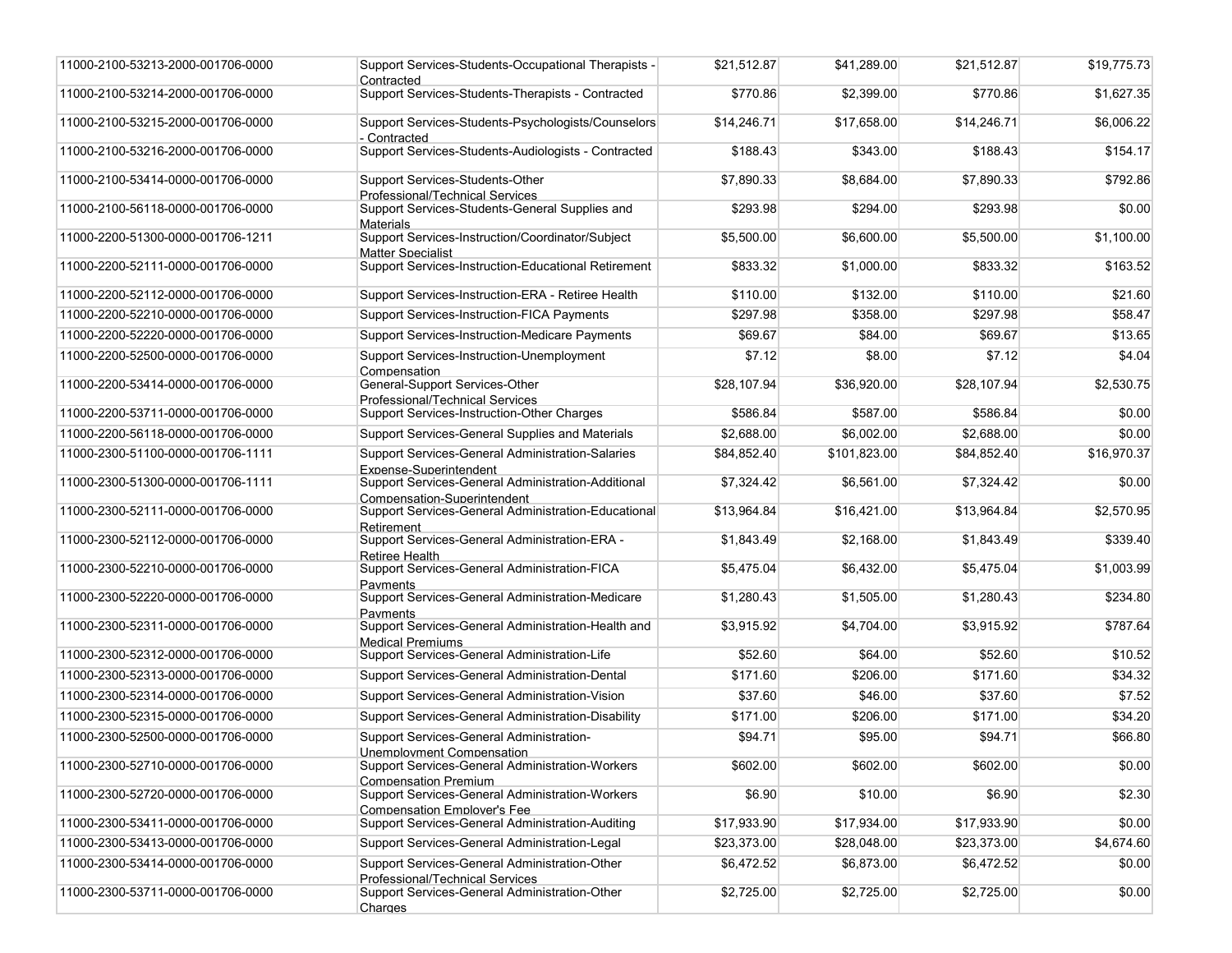| | | | | | |
|---|---|---|---|---|---|
| 11000-2100-53213-2000-001706-0000 | Support Services-Students-Occupational Therapists - Contracted | $21,512.87 | $41,289.00 | $21,512.87 | $19,775.73 |
| 11000-2100-53214-2000-001706-0000 | Support Services-Students-Therapists - Contracted | $770.86 | $2,399.00 | $770.86 | $1,627.35 |
| 11000-2100-53215-2000-001706-0000 | Support Services-Students-Psychologists/Counselors - Contracted | $14,246.71 | $17,658.00 | $14,246.71 | $6,006.22 |
| 11000-2100-53216-2000-001706-0000 | Support Services-Students-Audiologists - Contracted | $188.43 | $343.00 | $188.43 | $154.17 |
| 11000-2100-53414-0000-001706-0000 | Support Services-Students-Other Professional/Technical Services | $7,890.33 | $8,684.00 | $7,890.33 | $792.86 |
| 11000-2100-56118-0000-001706-0000 | Support Services-Students-General Supplies and Materials | $293.98 | $294.00 | $293.98 | $0.00 |
| 11000-2200-51300-0000-001706-1211 | Support Services-Instruction/Coordinator/Subject Matter Specialist | $5,500.00 | $6,600.00 | $5,500.00 | $1,100.00 |
| 11000-2200-52111-0000-001706-0000 | Support Services-Instruction-Educational Retirement | $833.32 | $1,000.00 | $833.32 | $163.52 |
| 11000-2200-52112-0000-001706-0000 | Support Services-Instruction-ERA - Retiree Health | $110.00 | $132.00 | $110.00 | $21.60 |
| 11000-2200-52210-0000-001706-0000 | Support Services-Instruction-FICA Payments | $297.98 | $358.00 | $297.98 | $58.47 |
| 11000-2200-52220-0000-001706-0000 | Support Services-Instruction-Medicare Payments | $69.67 | $84.00 | $69.67 | $13.65 |
| 11000-2200-52500-0000-001706-0000 | Support Services-Instruction-Unemployment Compensation | $7.12 | $8.00 | $7.12 | $4.04 |
| 11000-2200-53414-0000-001706-0000 | General-Support Services-Other Professional/Technical Services | $28,107.94 | $36,920.00 | $28,107.94 | $2,530.75 |
| 11000-2200-53711-0000-001706-0000 | Support Services-Instruction-Other Charges | $586.84 | $587.00 | $586.84 | $0.00 |
| 11000-2200-56118-0000-001706-0000 | Support Services-General Supplies and Materials | $2,688.00 | $6,002.00 | $2,688.00 | $0.00 |
| 11000-2300-51100-0000-001706-1111 | Support Services-General Administration-Salaries Expense-Superintendent | $84,852.40 | $101,823.00 | $84,852.40 | $16,970.37 |
| 11000-2300-51300-0000-001706-1111 | Support Services-General Administration-Additional Compensation-Superintendent | $7,324.42 | $6,561.00 | $7,324.42 | $0.00 |
| 11000-2300-52111-0000-001706-0000 | Support Services-General Administration-Educational Retirement | $13,964.84 | $16,421.00 | $13,964.84 | $2,570.95 |
| 11000-2300-52112-0000-001706-0000 | Support Services-General Administration-ERA - Retiree Health | $1,843.49 | $2,168.00 | $1,843.49 | $339.40 |
| 11000-2300-52210-0000-001706-0000 | Support Services-General Administration-FICA Payments | $5,475.04 | $6,432.00 | $5,475.04 | $1,003.99 |
| 11000-2300-52220-0000-001706-0000 | Support Services-General Administration-Medicare Payments | $1,280.43 | $1,505.00 | $1,280.43 | $234.80 |
| 11000-2300-52311-0000-001706-0000 | Support Services-General Administration-Health and Medical Premiums | $3,915.92 | $4,704.00 | $3,915.92 | $787.64 |
| 11000-2300-52312-0000-001706-0000 | Support Services-General Administration-Life | $52.60 | $64.00 | $52.60 | $10.52 |
| 11000-2300-52313-0000-001706-0000 | Support Services-General Administration-Dental | $171.60 | $206.00 | $171.60 | $34.32 |
| 11000-2300-52314-0000-001706-0000 | Support Services-General Administration-Vision | $37.60 | $46.00 | $37.60 | $7.52 |
| 11000-2300-52315-0000-001706-0000 | Support Services-General Administration-Disability | $171.00 | $206.00 | $171.00 | $34.20 |
| 11000-2300-52500-0000-001706-0000 | Support Services-General Administration-Unemployment Compensation | $94.71 | $95.00 | $94.71 | $66.80 |
| 11000-2300-52710-0000-001706-0000 | Support Services-General Administration-Workers Compensation Premium | $602.00 | $602.00 | $602.00 | $0.00 |
| 11000-2300-52720-0000-001706-0000 | Support Services-General Administration-Workers Compensation Employer's Fee | $6.90 | $10.00 | $6.90 | $2.30 |
| 11000-2300-53411-0000-001706-0000 | Support Services-General Administration-Auditing | $17,933.90 | $17,934.00 | $17,933.90 | $0.00 |
| 11000-2300-53413-0000-001706-0000 | Support Services-General Administration-Legal | $23,373.00 | $28,048.00 | $23,373.00 | $4,674.60 |
| 11000-2300-53414-0000-001706-0000 | Support Services-General Administration-Other Professional/Technical Services | $6,472.52 | $6,873.00 | $6,472.52 | $0.00 |
| 11000-2300-53711-0000-001706-0000 | Support Services-General Administration-Other Charges | $2,725.00 | $2,725.00 | $2,725.00 | $0.00 |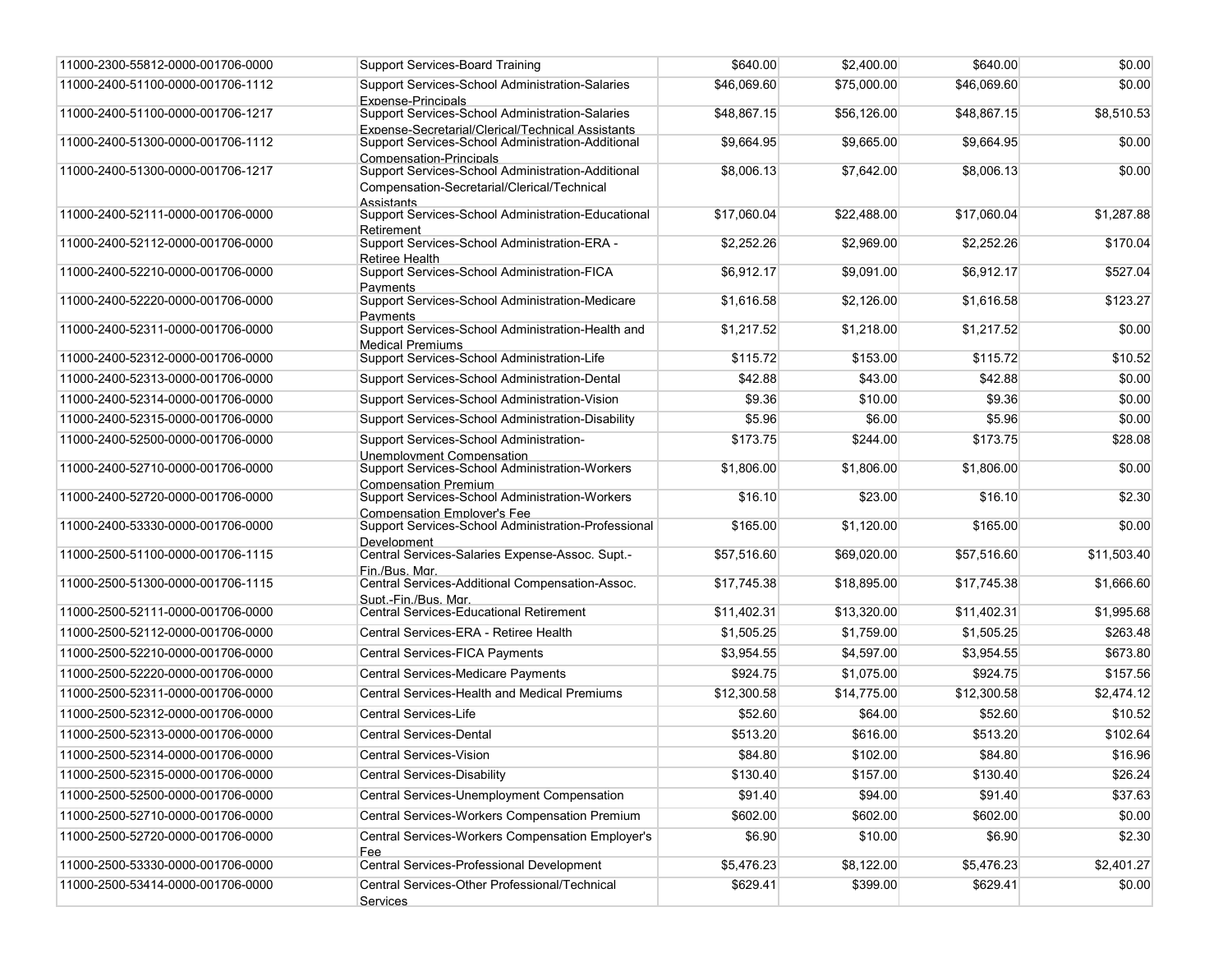| | | | | | |
|---|---|---|---|---|---|
| 11000-2300-55812-0000-001706-0000 | Support Services-Board Training | $640.00 | $2,400.00 | $640.00 | $0.00 |
| 11000-2400-51100-0000-001706-1112 | Support Services-School Administration-Salaries Expense-Principals | $46,069.60 | $75,000.00 | $46,069.60 | $0.00 |
| 11000-2400-51100-0000-001706-1217 | Support Services-School Administration-Salaries Expense-Secretarial/Clerical/Technical Assistants | $48,867.15 | $56,126.00 | $48,867.15 | $8,510.53 |
| 11000-2400-51300-0000-001706-1112 | Support Services-School Administration-Additional Compensation-Principals | $9,664.95 | $9,665.00 | $9,664.95 | $0.00 |
| 11000-2400-51300-0000-001706-1217 | Support Services-School Administration-Additional Compensation-Secretarial/Clerical/Technical Assistants | $8,006.13 | $7,642.00 | $8,006.13 | $0.00 |
| 11000-2400-52111-0000-001706-0000 | Support Services-School Administration-Educational Retirement | $17,060.04 | $22,488.00 | $17,060.04 | $1,287.88 |
| 11000-2400-52112-0000-001706-0000 | Support Services-School Administration-ERA - Retiree Health | $2,252.26 | $2,969.00 | $2,252.26 | $170.04 |
| 11000-2400-52210-0000-001706-0000 | Support Services-School Administration-FICA Payments | $6,912.17 | $9,091.00 | $6,912.17 | $527.04 |
| 11000-2400-52220-0000-001706-0000 | Support Services-School Administration-Medicare Payments | $1,616.58 | $2,126.00 | $1,616.58 | $123.27 |
| 11000-2400-52311-0000-001706-0000 | Support Services-School Administration-Health and Medical Premiums | $1,217.52 | $1,218.00 | $1,217.52 | $0.00 |
| 11000-2400-52312-0000-001706-0000 | Support Services-School Administration-Life | $115.72 | $153.00 | $115.72 | $10.52 |
| 11000-2400-52313-0000-001706-0000 | Support Services-School Administration-Dental | $42.88 | $43.00 | $42.88 | $0.00 |
| 11000-2400-52314-0000-001706-0000 | Support Services-School Administration-Vision | $9.36 | $10.00 | $9.36 | $0.00 |
| 11000-2400-52315-0000-001706-0000 | Support Services-School Administration-Disability | $5.96 | $6.00 | $5.96 | $0.00 |
| 11000-2400-52500-0000-001706-0000 | Support Services-School Administration-Unemployment Compensation | $173.75 | $244.00 | $173.75 | $28.08 |
| 11000-2400-52710-0000-001706-0000 | Support Services-School Administration-Workers Compensation Premium | $1,806.00 | $1,806.00 | $1,806.00 | $0.00 |
| 11000-2400-52720-0000-001706-0000 | Support Services-School Administration-Workers Compensation Employer's Fee | $16.10 | $23.00 | $16.10 | $2.30 |
| 11000-2400-53330-0000-001706-0000 | Support Services-School Administration-Professional Development | $165.00 | $1,120.00 | $165.00 | $0.00 |
| 11000-2500-51100-0000-001706-1115 | Central Services-Salaries Expense-Assoc. Supt.-Fin./Bus. Mgr. | $57,516.60 | $69,020.00 | $57,516.60 | $11,503.40 |
| 11000-2500-51300-0000-001706-1115 | Central Services-Additional Compensation-Assoc. Supt.-Fin./Bus. Mgr. | $17,745.38 | $18,895.00 | $17,745.38 | $1,666.60 |
| 11000-2500-52111-0000-001706-0000 | Central Services-Educational Retirement | $11,402.31 | $13,320.00 | $11,402.31 | $1,995.68 |
| 11000-2500-52112-0000-001706-0000 | Central Services-ERA - Retiree Health | $1,505.25 | $1,759.00 | $1,505.25 | $263.48 |
| 11000-2500-52210-0000-001706-0000 | Central Services-FICA Payments | $3,954.55 | $4,597.00 | $3,954.55 | $673.80 |
| 11000-2500-52220-0000-001706-0000 | Central Services-Medicare Payments | $924.75 | $1,075.00 | $924.75 | $157.56 |
| 11000-2500-52311-0000-001706-0000 | Central Services-Health and Medical Premiums | $12,300.58 | $14,775.00 | $12,300.58 | $2,474.12 |
| 11000-2500-52312-0000-001706-0000 | Central Services-Life | $52.60 | $64.00 | $52.60 | $10.52 |
| 11000-2500-52313-0000-001706-0000 | Central Services-Dental | $513.20 | $616.00 | $513.20 | $102.64 |
| 11000-2500-52314-0000-001706-0000 | Central Services-Vision | $84.80 | $102.00 | $84.80 | $16.96 |
| 11000-2500-52315-0000-001706-0000 | Central Services-Disability | $130.40 | $157.00 | $130.40 | $26.24 |
| 11000-2500-52500-0000-001706-0000 | Central Services-Unemployment Compensation | $91.40 | $94.00 | $91.40 | $37.63 |
| 11000-2500-52710-0000-001706-0000 | Central Services-Workers Compensation Premium | $602.00 | $602.00 | $602.00 | $0.00 |
| 11000-2500-52720-0000-001706-0000 | Central Services-Workers Compensation Employer's Fee | $6.90 | $10.00 | $6.90 | $2.30 |
| 11000-2500-53330-0000-001706-0000 | Central Services-Professional Development | $5,476.23 | $8,122.00 | $5,476.23 | $2,401.27 |
| 11000-2500-53414-0000-001706-0000 | Central Services-Other Professional/Technical Services | $629.41 | $399.00 | $629.41 | $0.00 |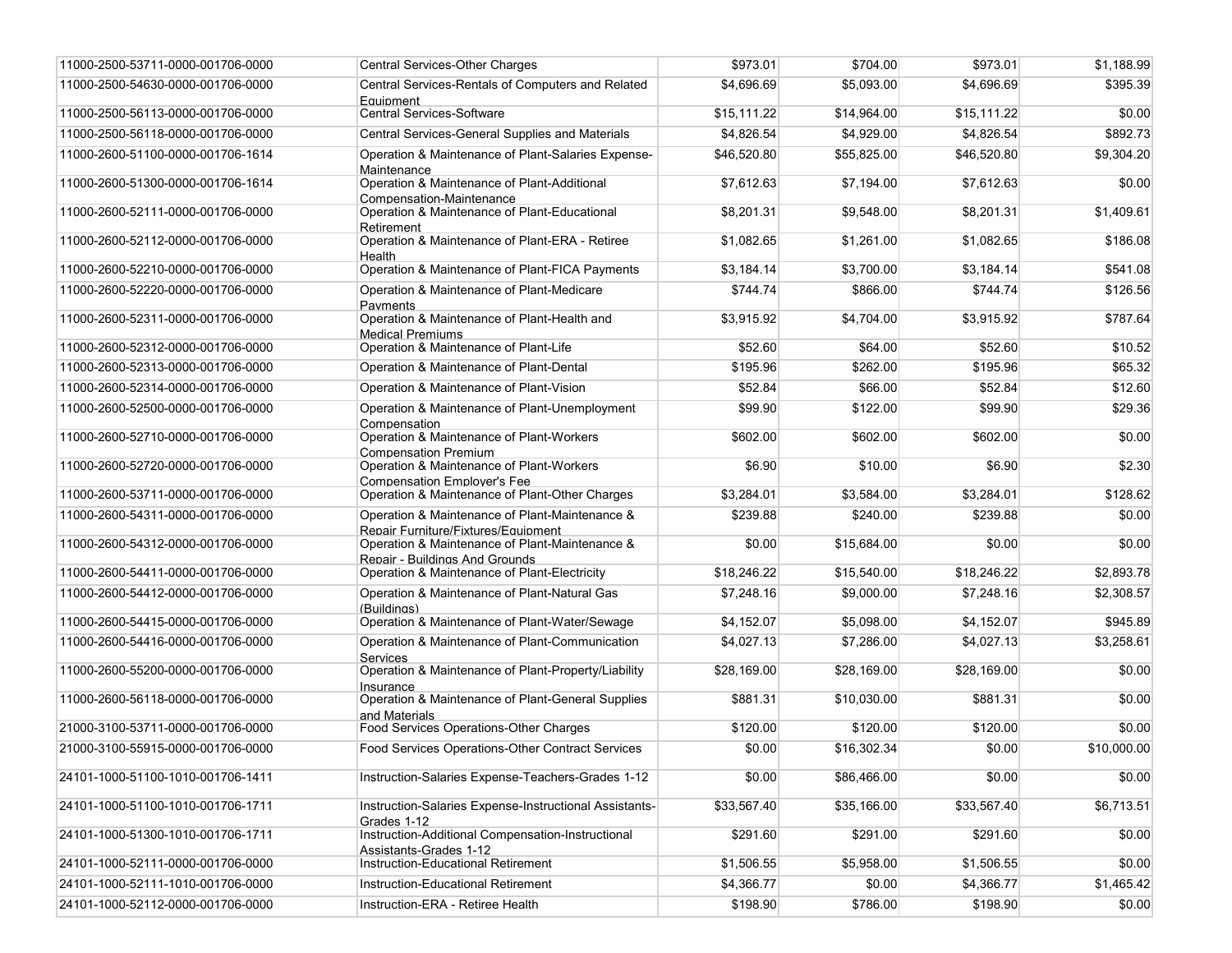| | | | | | |
|---|---|---|---|---|---|
| 11000-2500-53711-0000-001706-0000 | Central Services-Other Charges | $973.01 | $704.00 | $973.01 | $1,188.99 |
| 11000-2500-54630-0000-001706-0000 | Central Services-Rentals of Computers and Related Equipment | $4,696.69 | $5,093.00 | $4,696.69 | $395.39 |
| 11000-2500-56113-0000-001706-0000 | Central Services-Software | $15,111.22 | $14,964.00 | $15,111.22 | $0.00 |
| 11000-2500-56118-0000-001706-0000 | Central Services-General Supplies and Materials | $4,826.54 | $4,929.00 | $4,826.54 | $892.73 |
| 11000-2600-51100-0000-001706-1614 | Operation & Maintenance of Plant-Salaries Expense-Maintenance | $46,520.80 | $55,825.00 | $46,520.80 | $9,304.20 |
| 11000-2600-51300-0000-001706-1614 | Operation & Maintenance of Plant-Additional Compensation-Maintenance | $7,612.63 | $7,194.00 | $7,612.63 | $0.00 |
| 11000-2600-52111-0000-001706-0000 | Operation & Maintenance of Plant-Educational Retirement | $8,201.31 | $9,548.00 | $8,201.31 | $1,409.61 |
| 11000-2600-52112-0000-001706-0000 | Operation & Maintenance of Plant-ERA - Retiree Health | $1,082.65 | $1,261.00 | $1,082.65 | $186.08 |
| 11000-2600-52210-0000-001706-0000 | Operation & Maintenance of Plant-FICA Payments | $3,184.14 | $3,700.00 | $3,184.14 | $541.08 |
| 11000-2600-52220-0000-001706-0000 | Operation & Maintenance of Plant-Medicare Payments | $744.74 | $866.00 | $744.74 | $126.56 |
| 11000-2600-52311-0000-001706-0000 | Operation & Maintenance of Plant-Health and Medical Premiums | $3,915.92 | $4,704.00 | $3,915.92 | $787.64 |
| 11000-2600-52312-0000-001706-0000 | Operation & Maintenance of Plant-Life | $52.60 | $64.00 | $52.60 | $10.52 |
| 11000-2600-52313-0000-001706-0000 | Operation & Maintenance of Plant-Dental | $195.96 | $262.00 | $195.96 | $65.32 |
| 11000-2600-52314-0000-001706-0000 | Operation & Maintenance of Plant-Vision | $52.84 | $66.00 | $52.84 | $12.60 |
| 11000-2600-52500-0000-001706-0000 | Operation & Maintenance of Plant-Unemployment Compensation | $99.90 | $122.00 | $99.90 | $29.36 |
| 11000-2600-52710-0000-001706-0000 | Operation & Maintenance of Plant-Workers Compensation Premium | $602.00 | $602.00 | $602.00 | $0.00 |
| 11000-2600-52720-0000-001706-0000 | Operation & Maintenance of Plant-Workers Compensation Employer's Fee | $6.90 | $10.00 | $6.90 | $2.30 |
| 11000-2600-53711-0000-001706-0000 | Operation & Maintenance of Plant-Other Charges | $3,284.01 | $3,584.00 | $3,284.01 | $128.62 |
| 11000-2600-54311-0000-001706-0000 | Operation & Maintenance of Plant-Maintenance & Repair Furniture/Fixtures/Equipment | $239.88 | $240.00 | $239.88 | $0.00 |
| 11000-2600-54312-0000-001706-0000 | Operation & Maintenance of Plant-Maintenance & Repair - Buildings And Grounds | $0.00 | $15,684.00 | $0.00 | $0.00 |
| 11000-2600-54411-0000-001706-0000 | Operation & Maintenance of Plant-Electricity | $18,246.22 | $15,540.00 | $18,246.22 | $2,893.78 |
| 11000-2600-54412-0000-001706-0000 | Operation & Maintenance of Plant-Natural Gas (Buildings) | $7,248.16 | $9,000.00 | $7,248.16 | $2,308.57 |
| 11000-2600-54415-0000-001706-0000 | Operation & Maintenance of Plant-Water/Sewage | $4,152.07 | $5,098.00 | $4,152.07 | $945.89 |
| 11000-2600-54416-0000-001706-0000 | Operation & Maintenance of Plant-Communication Services | $4,027.13 | $7,286.00 | $4,027.13 | $3,258.61 |
| 11000-2600-55200-0000-001706-0000 | Operation & Maintenance of Plant-Property/Liability Insurance | $28,169.00 | $28,169.00 | $28,169.00 | $0.00 |
| 11000-2600-56118-0000-001706-0000 | Operation & Maintenance of Plant-General Supplies and Materials | $881.31 | $10,030.00 | $881.31 | $0.00 |
| 21000-3100-53711-0000-001706-0000 | Food Services Operations-Other Charges | $120.00 | $120.00 | $120.00 | $0.00 |
| 21000-3100-55915-0000-001706-0000 | Food Services Operations-Other Contract Services | $0.00 | $16,302.34 | $0.00 | $10,000.00 |
| 24101-1000-51100-1010-001706-1411 | Instruction-Salaries Expense-Teachers-Grades 1-12 | $0.00 | $86,466.00 | $0.00 | $0.00 |
| 24101-1000-51100-1010-001706-1711 | Instruction-Salaries Expense-Instructional Assistants-Grades 1-12 | $33,567.40 | $35,166.00 | $33,567.40 | $6,713.51 |
| 24101-1000-51300-1010-001706-1711 | Instruction-Additional Compensation-Instructional Assistants-Grades 1-12 | $291.60 | $291.00 | $291.60 | $0.00 |
| 24101-1000-52111-0000-001706-0000 | Instruction-Educational Retirement | $1,506.55 | $5,958.00 | $1,506.55 | $0.00 |
| 24101-1000-52111-1010-001706-0000 | Instruction-Educational Retirement | $4,366.77 | $0.00 | $4,366.77 | $1,465.42 |
| 24101-1000-52112-0000-001706-0000 | Instruction-ERA - Retiree Health | $198.90 | $786.00 | $198.90 | $0.00 |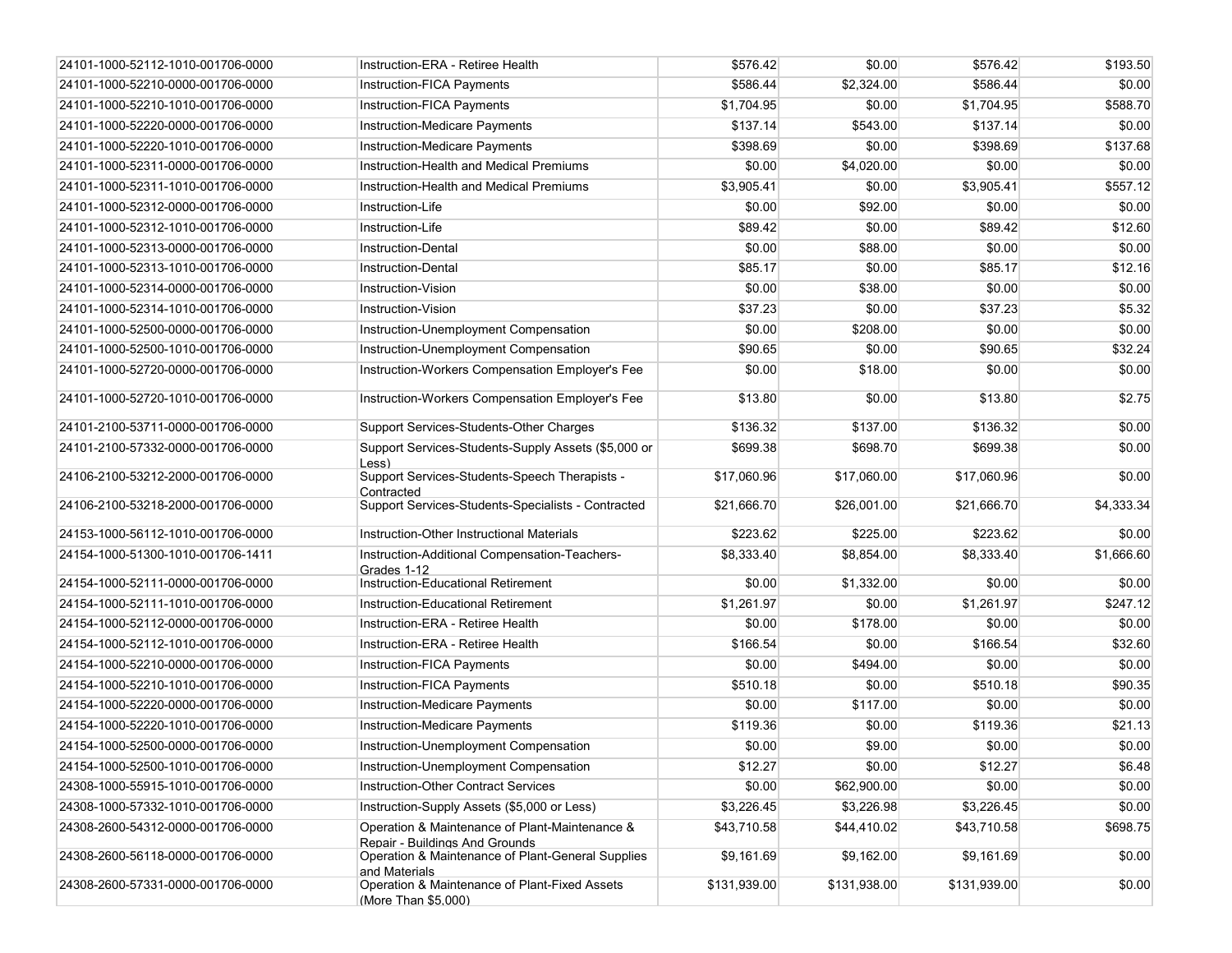| | | | | | |
|---|---|---|---|---|---|
| 24101-1000-52112-1010-001706-0000 | Instruction-ERA - Retiree Health | $576.42 | $0.00 | $576.42 | $193.50 |
| 24101-1000-52210-0000-001706-0000 | Instruction-FICA Payments | $586.44 | $2,324.00 | $586.44 | $0.00 |
| 24101-1000-52210-1010-001706-0000 | Instruction-FICA Payments | $1,704.95 | $0.00 | $1,704.95 | $588.70 |
| 24101-1000-52220-0000-001706-0000 | Instruction-Medicare Payments | $137.14 | $543.00 | $137.14 | $0.00 |
| 24101-1000-52220-1010-001706-0000 | Instruction-Medicare Payments | $398.69 | $0.00 | $398.69 | $137.68 |
| 24101-1000-52311-0000-001706-0000 | Instruction-Health and Medical Premiums | $0.00 | $4,020.00 | $0.00 | $0.00 |
| 24101-1000-52311-1010-001706-0000 | Instruction-Health and Medical Premiums | $3,905.41 | $0.00 | $3,905.41 | $557.12 |
| 24101-1000-52312-0000-001706-0000 | Instruction-Life | $0.00 | $92.00 | $0.00 | $0.00 |
| 24101-1000-52312-1010-001706-0000 | Instruction-Life | $89.42 | $0.00 | $89.42 | $12.60 |
| 24101-1000-52313-0000-001706-0000 | Instruction-Dental | $0.00 | $88.00 | $0.00 | $0.00 |
| 24101-1000-52313-1010-001706-0000 | Instruction-Dental | $85.17 | $0.00 | $85.17 | $12.16 |
| 24101-1000-52314-0000-001706-0000 | Instruction-Vision | $0.00 | $38.00 | $0.00 | $0.00 |
| 24101-1000-52314-1010-001706-0000 | Instruction-Vision | $37.23 | $0.00 | $37.23 | $5.32 |
| 24101-1000-52500-0000-001706-0000 | Instruction-Unemployment Compensation | $0.00 | $208.00 | $0.00 | $0.00 |
| 24101-1000-52500-1010-001706-0000 | Instruction-Unemployment Compensation | $90.65 | $0.00 | $90.65 | $32.24 |
| 24101-1000-52720-0000-001706-0000 | Instruction-Workers Compensation Employer's Fee | $0.00 | $18.00 | $0.00 | $0.00 |
| 24101-1000-52720-1010-001706-0000 | Instruction-Workers Compensation Employer's Fee | $13.80 | $0.00 | $13.80 | $2.75 |
| 24101-2100-53711-0000-001706-0000 | Support Services-Students-Other Charges | $136.32 | $137.00 | $136.32 | $0.00 |
| 24101-2100-57332-0000-001706-0000 | Support Services-Students-Supply Assets ($5,000 or Less) | $699.38 | $698.70 | $699.38 | $0.00 |
| 24106-2100-53212-2000-001706-0000 | Support Services-Students-Speech Therapists - Contracted | $17,060.96 | $17,060.00 | $17,060.96 | $0.00 |
| 24106-2100-53218-2000-001706-0000 | Support Services-Students-Specialists - Contracted | $21,666.70 | $26,001.00 | $21,666.70 | $4,333.34 |
| 24153-1000-56112-1010-001706-0000 | Instruction-Other Instructional Materials | $223.62 | $225.00 | $223.62 | $0.00 |
| 24154-1000-51300-1010-001706-1411 | Instruction-Additional Compensation-Teachers-Grades 1-12 | $8,333.40 | $8,854.00 | $8,333.40 | $1,666.60 |
| 24154-1000-52111-0000-001706-0000 | Instruction-Educational Retirement | $0.00 | $1,332.00 | $0.00 | $0.00 |
| 24154-1000-52111-1010-001706-0000 | Instruction-Educational Retirement | $1,261.97 | $0.00 | $1,261.97 | $247.12 |
| 24154-1000-52112-0000-001706-0000 | Instruction-ERA - Retiree Health | $0.00 | $178.00 | $0.00 | $0.00 |
| 24154-1000-52112-1010-001706-0000 | Instruction-ERA - Retiree Health | $166.54 | $0.00 | $166.54 | $32.60 |
| 24154-1000-52210-0000-001706-0000 | Instruction-FICA Payments | $0.00 | $494.00 | $0.00 | $0.00 |
| 24154-1000-52210-1010-001706-0000 | Instruction-FICA Payments | $510.18 | $0.00 | $510.18 | $90.35 |
| 24154-1000-52220-0000-001706-0000 | Instruction-Medicare Payments | $0.00 | $117.00 | $0.00 | $0.00 |
| 24154-1000-52220-1010-001706-0000 | Instruction-Medicare Payments | $119.36 | $0.00 | $119.36 | $21.13 |
| 24154-1000-52500-0000-001706-0000 | Instruction-Unemployment Compensation | $0.00 | $9.00 | $0.00 | $0.00 |
| 24154-1000-52500-1010-001706-0000 | Instruction-Unemployment Compensation | $12.27 | $0.00 | $12.27 | $6.48 |
| 24308-1000-55915-1010-001706-0000 | Instruction-Other Contract Services | $0.00 | $62,900.00 | $0.00 | $0.00 |
| 24308-1000-57332-1010-001706-0000 | Instruction-Supply Assets ($5,000 or Less) | $3,226.45 | $3,226.98 | $3,226.45 | $0.00 |
| 24308-2600-54312-0000-001706-0000 | Operation & Maintenance of Plant-Maintenance & Repair - Buildings And Grounds | $43,710.58 | $44,410.02 | $43,710.58 | $698.75 |
| 24308-2600-56118-0000-001706-0000 | Operation & Maintenance of Plant-General Supplies and Materials | $9,161.69 | $9,162.00 | $9,161.69 | $0.00 |
| 24308-2600-57331-0000-001706-0000 | Operation & Maintenance of Plant-Fixed Assets (More Than $5,000) | $131,939.00 | $131,938.00 | $131,939.00 | $0.00 |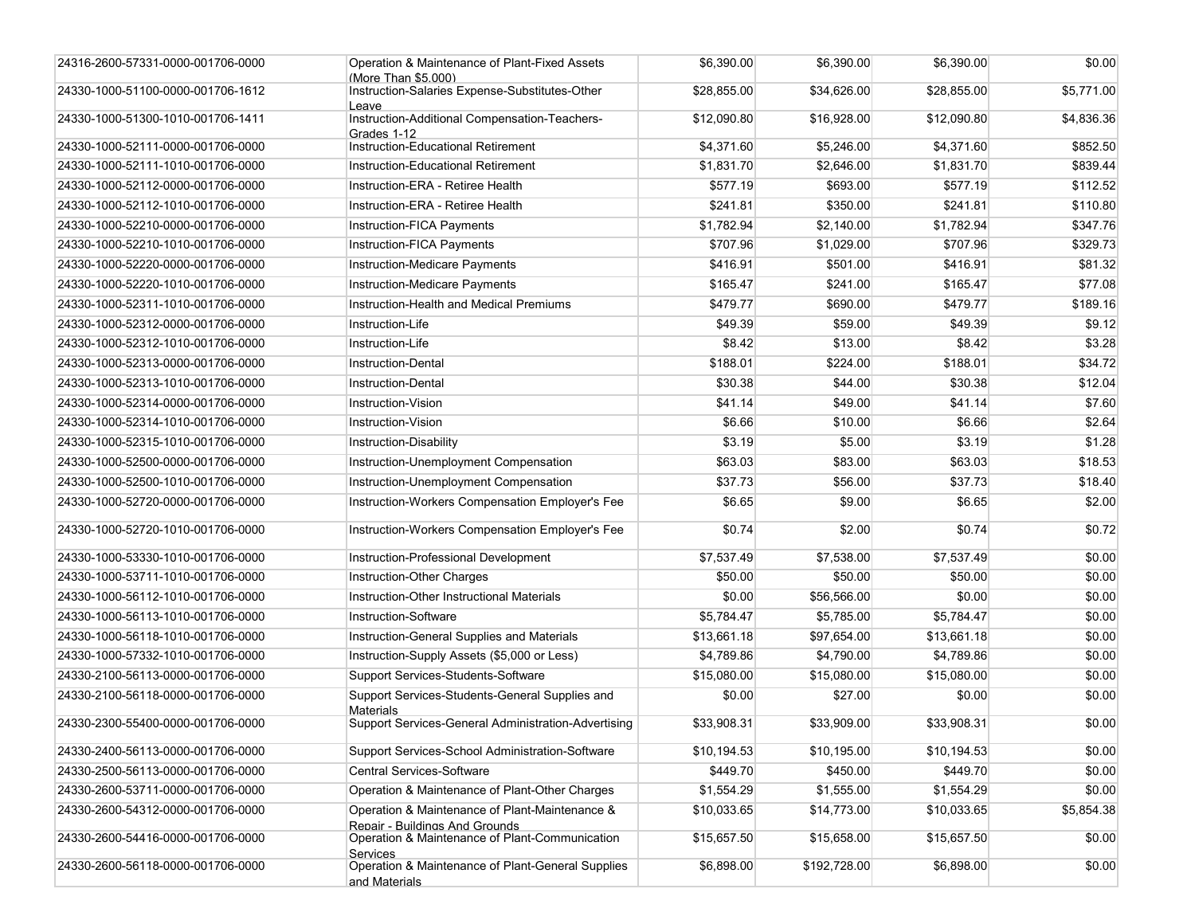| | | | | | |
|---|---|---|---|---|---|
| 24316-2600-57331-0000-001706-0000 | Operation & Maintenance of Plant-Fixed Assets (More Than $5,000) | $6,390.00 | $6,390.00 | $6,390.00 | $0.00 |
| 24330-1000-51100-0000-001706-1612 | Instruction-Salaries Expense-Substitutes-Other Leave | $28,855.00 | $34,626.00 | $28,855.00 | $5,771.00 |
| 24330-1000-51300-1010-001706-1411 | Instruction-Additional Compensation-Teachers-Grades 1-12 | $12,090.80 | $16,928.00 | $12,090.80 | $4,836.36 |
| 24330-1000-52111-0000-001706-0000 | Instruction-Educational Retirement | $4,371.60 | $5,246.00 | $4,371.60 | $852.50 |
| 24330-1000-52111-1010-001706-0000 | Instruction-Educational Retirement | $1,831.70 | $2,646.00 | $1,831.70 | $839.44 |
| 24330-1000-52112-0000-001706-0000 | Instruction-ERA - Retiree Health | $577.19 | $693.00 | $577.19 | $112.52 |
| 24330-1000-52112-1010-001706-0000 | Instruction-ERA - Retiree Health | $241.81 | $350.00 | $241.81 | $110.80 |
| 24330-1000-52210-0000-001706-0000 | Instruction-FICA Payments | $1,782.94 | $2,140.00 | $1,782.94 | $347.76 |
| 24330-1000-52210-1010-001706-0000 | Instruction-FICA Payments | $707.96 | $1,029.00 | $707.96 | $329.73 |
| 24330-1000-52220-0000-001706-0000 | Instruction-Medicare Payments | $416.91 | $501.00 | $416.91 | $81.32 |
| 24330-1000-52220-1010-001706-0000 | Instruction-Medicare Payments | $165.47 | $241.00 | $165.47 | $77.08 |
| 24330-1000-52311-1010-001706-0000 | Instruction-Health and Medical Premiums | $479.77 | $690.00 | $479.77 | $189.16 |
| 24330-1000-52312-0000-001706-0000 | Instruction-Life | $49.39 | $59.00 | $49.39 | $9.12 |
| 24330-1000-52312-1010-001706-0000 | Instruction-Life | $8.42 | $13.00 | $8.42 | $3.28 |
| 24330-1000-52313-0000-001706-0000 | Instruction-Dental | $188.01 | $224.00 | $188.01 | $34.72 |
| 24330-1000-52313-1010-001706-0000 | Instruction-Dental | $30.38 | $44.00 | $30.38 | $12.04 |
| 24330-1000-52314-0000-001706-0000 | Instruction-Vision | $41.14 | $49.00 | $41.14 | $7.60 |
| 24330-1000-52314-1010-001706-0000 | Instruction-Vision | $6.66 | $10.00 | $6.66 | $2.64 |
| 24330-1000-52315-1010-001706-0000 | Instruction-Disability | $3.19 | $5.00 | $3.19 | $1.28 |
| 24330-1000-52500-0000-001706-0000 | Instruction-Unemployment Compensation | $63.03 | $83.00 | $63.03 | $18.53 |
| 24330-1000-52500-1010-001706-0000 | Instruction-Unemployment Compensation | $37.73 | $56.00 | $37.73 | $18.40 |
| 24330-1000-52720-0000-001706-0000 | Instruction-Workers Compensation Employer's Fee | $6.65 | $9.00 | $6.65 | $2.00 |
| 24330-1000-52720-1010-001706-0000 | Instruction-Workers Compensation Employer's Fee | $0.74 | $2.00 | $0.74 | $0.72 |
| 24330-1000-53330-1010-001706-0000 | Instruction-Professional Development | $7,537.49 | $7,538.00 | $7,537.49 | $0.00 |
| 24330-1000-53711-1010-001706-0000 | Instruction-Other Charges | $50.00 | $50.00 | $50.00 | $0.00 |
| 24330-1000-56112-1010-001706-0000 | Instruction-Other Instructional Materials | $0.00 | $56,566.00 | $0.00 | $0.00 |
| 24330-1000-56113-1010-001706-0000 | Instruction-Software | $5,784.47 | $5,785.00 | $5,784.47 | $0.00 |
| 24330-1000-56118-1010-001706-0000 | Instruction-General Supplies and Materials | $13,661.18 | $97,654.00 | $13,661.18 | $0.00 |
| 24330-1000-57332-1010-001706-0000 | Instruction-Supply Assets ($5,000 or Less) | $4,789.86 | $4,790.00 | $4,789.86 | $0.00 |
| 24330-2100-56113-0000-001706-0000 | Support Services-Students-Software | $15,080.00 | $15,080.00 | $15,080.00 | $0.00 |
| 24330-2100-56118-0000-001706-0000 | Support Services-Students-General Supplies and Materials | $0.00 | $27.00 | $0.00 | $0.00 |
| 24330-2300-55400-0000-001706-0000 | Support Services-General Administration-Advertising | $33,908.31 | $33,909.00 | $33,908.31 | $0.00 |
| 24330-2400-56113-0000-001706-0000 | Support Services-School Administration-Software | $10,194.53 | $10,195.00 | $10,194.53 | $0.00 |
| 24330-2500-56113-0000-001706-0000 | Central Services-Software | $449.70 | $450.00 | $449.70 | $0.00 |
| 24330-2600-53711-0000-001706-0000 | Operation & Maintenance of Plant-Other Charges | $1,554.29 | $1,555.00 | $1,554.29 | $0.00 |
| 24330-2600-54312-0000-001706-0000 | Operation & Maintenance of Plant-Maintenance & Repair - Buildings And Grounds | $10,033.65 | $14,773.00 | $10,033.65 | $5,854.38 |
| 24330-2600-54416-0000-001706-0000 | Operation & Maintenance of Plant-Communication Services | $15,657.50 | $15,658.00 | $15,657.50 | $0.00 |
| 24330-2600-56118-0000-001706-0000 | Operation & Maintenance of Plant-General Supplies and Materials | $6,898.00 | $192,728.00 | $6,898.00 | $0.00 |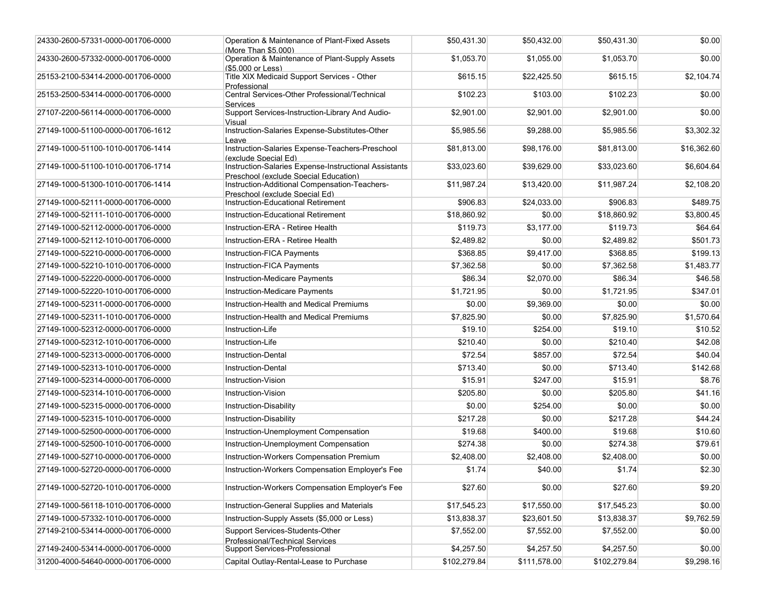| | | | | | |
|---|---|---|---|---|---|
| 24330-2600-57331-0000-001706-0000 | Operation & Maintenance of Plant-Fixed Assets (More Than $5,000) | $50,431.30 | $50,432.00 | $50,431.30 | $0.00 |
| 24330-2600-57332-0000-001706-0000 | Operation & Maintenance of Plant-Supply Assets ($5,000 or Less) | $1,053.70 | $1,055.00 | $1,053.70 | $0.00 |
| 25153-2100-53414-2000-001706-0000 | Title XIX Medicaid Support Services - Other Professional | $615.15 | $22,425.50 | $615.15 | $2,104.74 |
| 25153-2500-53414-0000-001706-0000 | Central Services-Other Professional/Technical Services | $102.23 | $103.00 | $102.23 | $0.00 |
| 27107-2200-56114-0000-001706-0000 | Support Services-Instruction-Library And Audio-Visual | $2,901.00 | $2,901.00 | $2,901.00 | $0.00 |
| 27149-1000-51100-0000-001706-1612 | Instruction-Salaries Expense-Substitutes-Other Leave | $5,985.56 | $9,288.00 | $5,985.56 | $3,302.32 |
| 27149-1000-51100-1010-001706-1414 | Instruction-Salaries Expense-Teachers-Preschool (exclude Special Ed) | $81,813.00 | $98,176.00 | $81,813.00 | $16,362.60 |
| 27149-1000-51100-1010-001706-1714 | Instruction-Salaries Expense-Instructional Assistants Preschool (exclude Special Education) | $33,023.60 | $39,629.00 | $33,023.60 | $6,604.64 |
| 27149-1000-51300-1010-001706-1414 | Instruction-Additional Compensation-Teachers-Preschool (exclude Special Ed) | $11,987.24 | $13,420.00 | $11,987.24 | $2,108.20 |
| 27149-1000-52111-0000-001706-0000 | Instruction-Educational Retirement | $906.83 | $24,033.00 | $906.83 | $489.75 |
| 27149-1000-52111-1010-001706-0000 | Instruction-Educational Retirement | $18,860.92 | $0.00 | $18,860.92 | $3,800.45 |
| 27149-1000-52112-0000-001706-0000 | Instruction-ERA - Retiree Health | $119.73 | $3,177.00 | $119.73 | $64.64 |
| 27149-1000-52112-1010-001706-0000 | Instruction-ERA - Retiree Health | $2,489.82 | $0.00 | $2,489.82 | $501.73 |
| 27149-1000-52210-0000-001706-0000 | Instruction-FICA Payments | $368.85 | $9,417.00 | $368.85 | $199.13 |
| 27149-1000-52210-1010-001706-0000 | Instruction-FICA Payments | $7,362.58 | $0.00 | $7,362.58 | $1,483.77 |
| 27149-1000-52220-0000-001706-0000 | Instruction-Medicare Payments | $86.34 | $2,070.00 | $86.34 | $46.58 |
| 27149-1000-52220-1010-001706-0000 | Instruction-Medicare Payments | $1,721.95 | $0.00 | $1,721.95 | $347.01 |
| 27149-1000-52311-0000-001706-0000 | Instruction-Health and Medical Premiums | $0.00 | $9,369.00 | $0.00 | $0.00 |
| 27149-1000-52311-1010-001706-0000 | Instruction-Health and Medical Premiums | $7,825.90 | $0.00 | $7,825.90 | $1,570.64 |
| 27149-1000-52312-0000-001706-0000 | Instruction-Life | $19.10 | $254.00 | $19.10 | $10.52 |
| 27149-1000-52312-1010-001706-0000 | Instruction-Life | $210.40 | $0.00 | $210.40 | $42.08 |
| 27149-1000-52313-0000-001706-0000 | Instruction-Dental | $72.54 | $857.00 | $72.54 | $40.04 |
| 27149-1000-52313-1010-001706-0000 | Instruction-Dental | $713.40 | $0.00 | $713.40 | $142.68 |
| 27149-1000-52314-0000-001706-0000 | Instruction-Vision | $15.91 | $247.00 | $15.91 | $8.76 |
| 27149-1000-52314-1010-001706-0000 | Instruction-Vision | $205.80 | $0.00 | $205.80 | $41.16 |
| 27149-1000-52315-0000-001706-0000 | Instruction-Disability | $0.00 | $254.00 | $0.00 | $0.00 |
| 27149-1000-52315-1010-001706-0000 | Instruction-Disability | $217.28 | $0.00 | $217.28 | $44.24 |
| 27149-1000-52500-0000-001706-0000 | Instruction-Unemployment Compensation | $19.68 | $400.00 | $19.68 | $10.60 |
| 27149-1000-52500-1010-001706-0000 | Instruction-Unemployment Compensation | $274.38 | $0.00 | $274.38 | $79.61 |
| 27149-1000-52710-0000-001706-0000 | Instruction-Workers Compensation Premium | $2,408.00 | $2,408.00 | $2,408.00 | $0.00 |
| 27149-1000-52720-0000-001706-0000 | Instruction-Workers Compensation Employer's Fee | $1.74 | $40.00 | $1.74 | $2.30 |
| 27149-1000-52720-1010-001706-0000 | Instruction-Workers Compensation Employer's Fee | $27.60 | $0.00 | $27.60 | $9.20 |
| 27149-1000-56118-1010-001706-0000 | Instruction-General Supplies and Materials | $17,545.23 | $17,550.00 | $17,545.23 | $0.00 |
| 27149-1000-57332-1010-001706-0000 | Instruction-Supply Assets ($5,000 or Less) | $13,838.37 | $23,601.50 | $13,838.37 | $9,762.59 |
| 27149-2100-53414-0000-001706-0000 | Support Services-Students-Other Professional/Technical Services | $7,552.00 | $7,552.00 | $7,552.00 | $0.00 |
| 27149-2400-53414-0000-001706-0000 | Support Services-Professional | $4,257.50 | $4,257.50 | $4,257.50 | $0.00 |
| 31200-4000-54640-0000-001706-0000 | Capital Outlay-Rental-Lease to Purchase | $102,279.84 | $111,578.00 | $102,279.84 | $9,298.16 |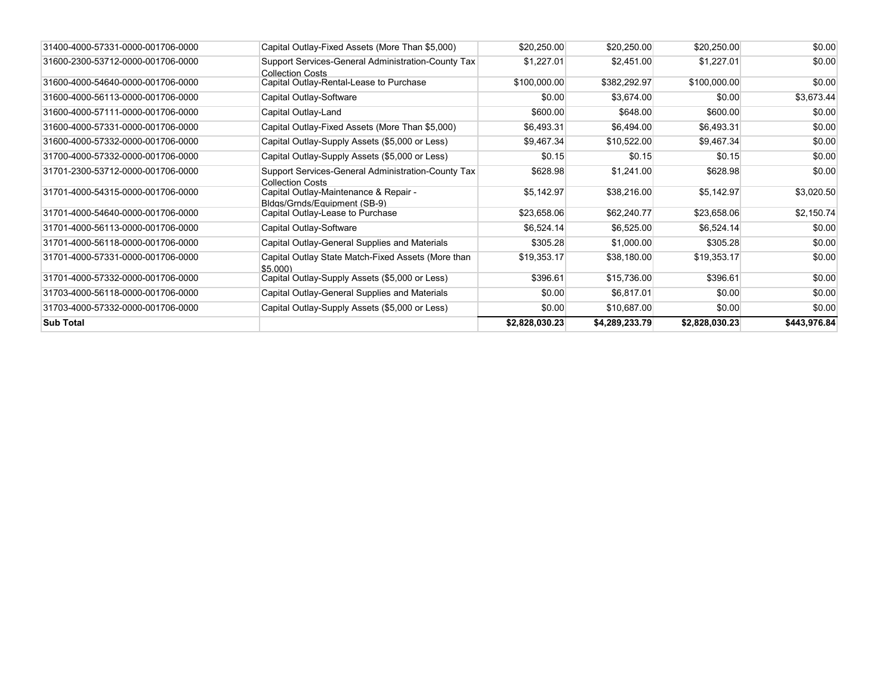| | | | | | |
|---|---|---|---|---|---|
| 31400-4000-57331-0000-001706-0000 | Capital Outlay-Fixed Assets (More Than $5,000) | $20,250.00 | $20,250.00 | $20,250.00 | $0.00 |
| 31600-2300-53712-0000-001706-0000 | Support Services-General Administration-County Tax Collection Costs | $1,227.01 | $2,451.00 | $1,227.01 | $0.00 |
| 31600-4000-54640-0000-001706-0000 | Capital Outlay-Rental-Lease to Purchase | $100,000.00 | $382,292.97 | $100,000.00 | $0.00 |
| 31600-4000-56113-0000-001706-0000 | Capital Outlay-Software | $0.00 | $3,674.00 | $0.00 | $3,673.44 |
| 31600-4000-57111-0000-001706-0000 | Capital Outlay-Land | $600.00 | $648.00 | $600.00 | $0.00 |
| 31600-4000-57331-0000-001706-0000 | Capital Outlay-Fixed Assets (More Than $5,000) | $6,493.31 | $6,494.00 | $6,493.31 | $0.00 |
| 31600-4000-57332-0000-001706-0000 | Capital Outlay-Supply Assets ($5,000 or Less) | $9,467.34 | $10,522.00 | $9,467.34 | $0.00 |
| 31700-4000-57332-0000-001706-0000 | Capital Outlay-Supply Assets ($5,000 or Less) | $0.15 | $0.15 | $0.15 | $0.00 |
| 31701-2300-53712-0000-001706-0000 | Support Services-General Administration-County Tax Collection Costs | $628.98 | $1,241.00 | $628.98 | $0.00 |
| 31701-4000-54315-0000-001706-0000 | Capital Outlay-Maintenance & Repair - Bldgs/Grnds/Equipment (SB-9) | $5,142.97 | $38,216.00 | $5,142.97 | $3,020.50 |
| 31701-4000-54640-0000-001706-0000 | Capital Outlay-Lease to Purchase | $23,658.06 | $62,240.77 | $23,658.06 | $2,150.74 |
| 31701-4000-56113-0000-001706-0000 | Capital Outlay-Software | $6,524.14 | $6,525.00 | $6,524.14 | $0.00 |
| 31701-4000-56118-0000-001706-0000 | Capital Outlay-General Supplies and Materials | $305.28 | $1,000.00 | $305.28 | $0.00 |
| 31701-4000-57331-0000-001706-0000 | Capital Outlay State Match-Fixed Assets (More than $5,000) | $19,353.17 | $38,180.00 | $19,353.17 | $0.00 |
| 31701-4000-57332-0000-001706-0000 | Capital Outlay-Supply Assets ($5,000 or Less) | $396.61 | $15,736.00 | $396.61 | $0.00 |
| 31703-4000-56118-0000-001706-0000 | Capital Outlay-General Supplies and Materials | $0.00 | $6,817.01 | $0.00 | $0.00 |
| 31703-4000-57332-0000-001706-0000 | Capital Outlay-Supply Assets ($5,000 or Less) | $0.00 | $10,687.00 | $0.00 | $0.00 |
| **Sub Total** | | **$2,828,030.23** | **$4,289,233.79** | **$2,828,030.23** | **$443,976.84** |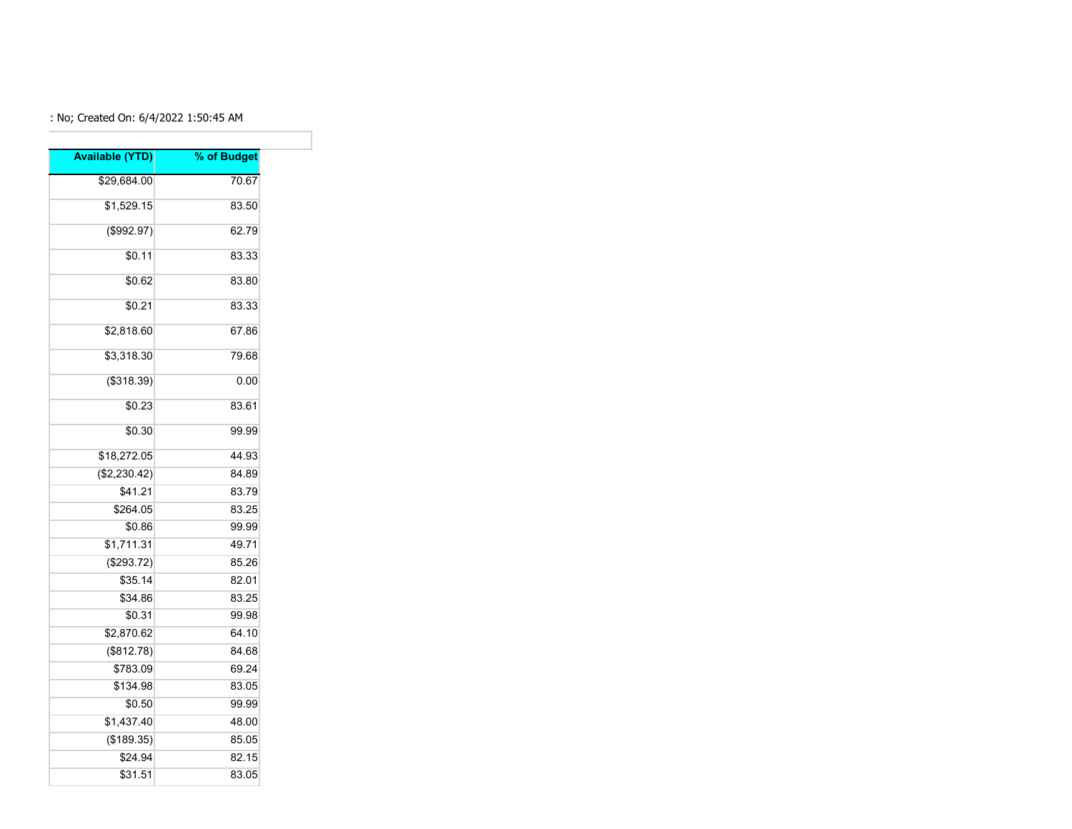: No; Created On: 6/4/2022 1:50:45 AM

| Available (YTD) | % of Budget |
|---|---|
| $29,684.00 | 70.67 |
| $1,529.15 | 83.50 |
| ($992.97) | 62.79 |
| $0.11 | 83.33 |
| $0.62 | 83.80 |
| $0.21 | 83.33 |
| $2,818.60 | 67.86 |
| $3,318.30 | 79.68 |
| ($318.39) | 0.00 |
| $0.23 | 83.61 |
| $0.30 | 99.99 |
| $18,272.05 | 44.93 |
| ($2,230.42) | 84.89 |
| $41.21 | 83.79 |
| $264.05 | 83.25 |
| $0.86 | 99.99 |
| $1,711.31 | 49.71 |
| ($293.72) | 85.26 |
| $35.14 | 82.01 |
| $34.86 | 83.25 |
| $0.31 | 99.98 |
| $2,870.62 | 64.10 |
| ($812.78) | 84.68 |
| $783.09 | 69.24 |
| $134.98 | 83.05 |
| $0.50 | 99.99 |
| $1,437.40 | 48.00 |
| ($189.35) | 85.05 |
| $24.94 | 82.15 |
| $31.51 | 83.05 |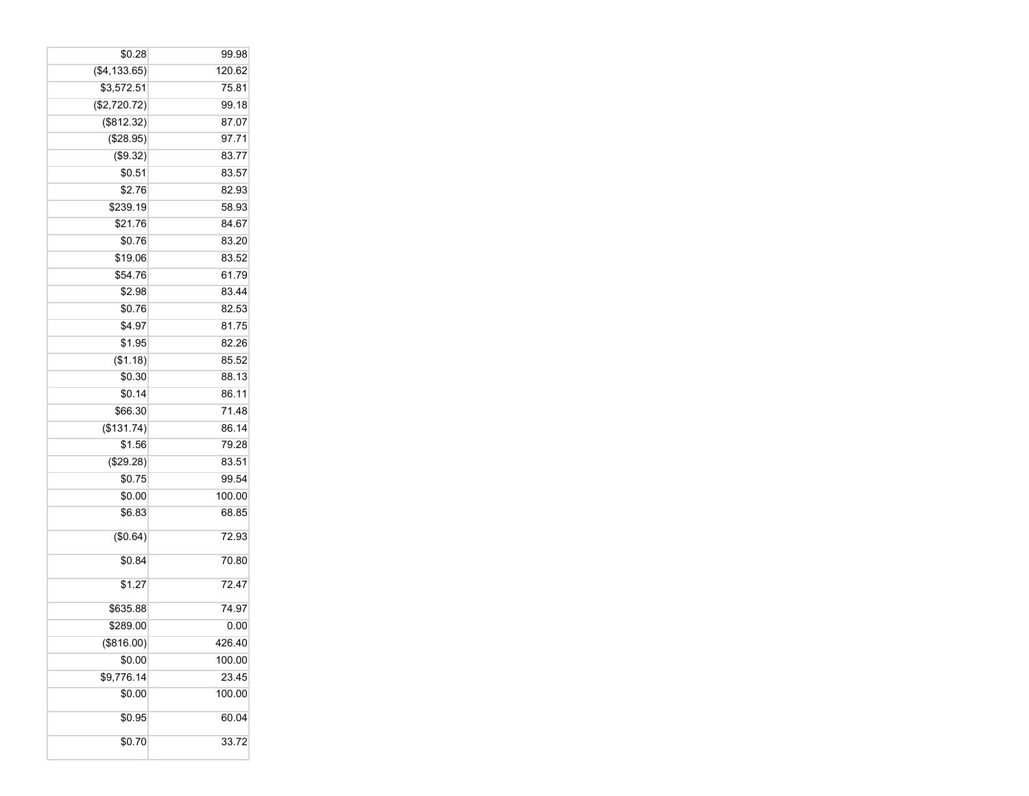| | |
|---|---|
| $0.28 | 99.98 |
| ($4,133.65) | 120.62 |
| $3,572.51 | 75.81 |
| ($2,720.72) | 99.18 |
| ($812.32) | 87.07 |
| ($28.95) | 97.71 |
| ($9.32) | 83.77 |
| $0.51 | 83.57 |
| $2.76 | 82.93 |
| $239.19 | 58.93 |
| $21.76 | 84.67 |
| $0.76 | 83.20 |
| $19.06 | 83.52 |
| $54.76 | 61.79 |
| $2.98 | 83.44 |
| $0.76 | 82.53 |
| $4.97 | 81.75 |
| $1.95 | 82.26 |
| ($1.18) | 85.52 |
| $0.30 | 88.13 |
| $0.14 | 86.11 |
| $66.30 | 71.48 |
| ($131.74) | 86.14 |
| $1.56 | 79.28 |
| ($29.28) | 83.51 |
| $0.75 | 99.54 |
| $0.00 | 100.00 |
| $6.83 | 68.85 |
| ($0.64) | 72.93 |
| $0.84 | 70.80 |
| $1.27 | 72.47 |
| $635.88 | 74.97 |
| $289.00 | 0.00 |
| ($816.00) | 426.40 |
| $0.00 | 100.00 |
| $9,776.14 | 23.45 |
| $0.00 | 100.00 |
| $0.95 | 60.04 |
| $0.70 | 33.72 |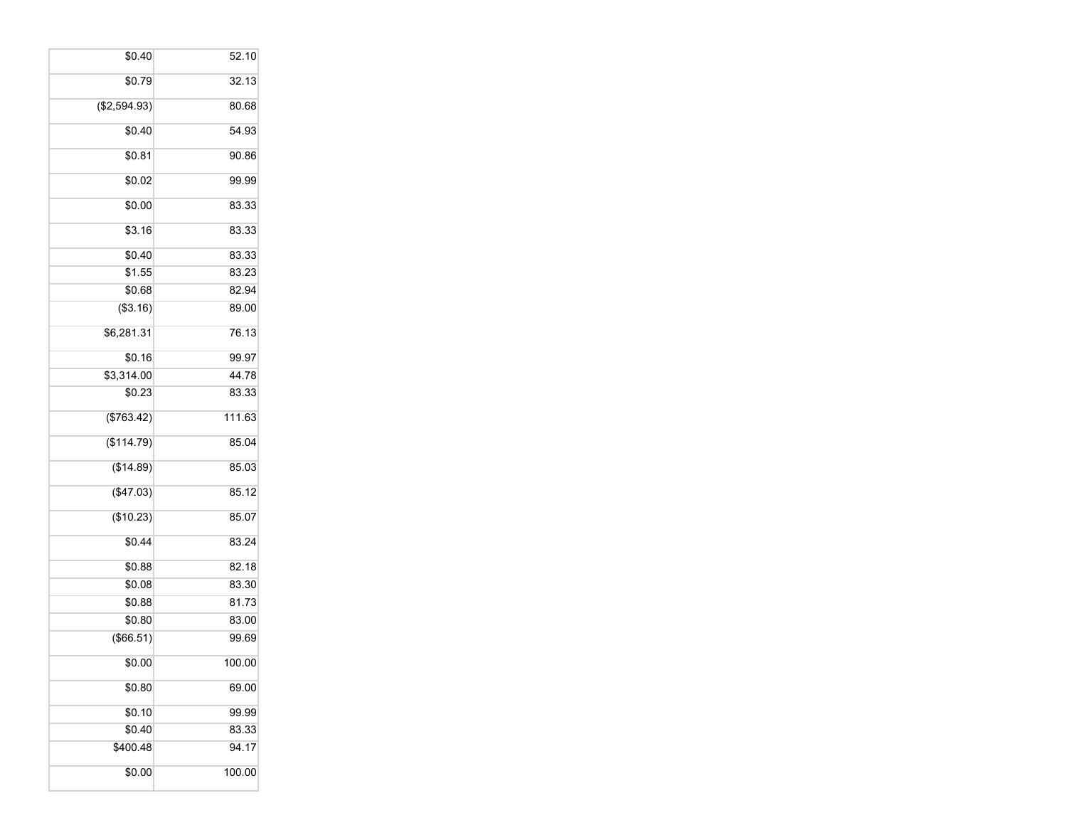| | |
|---|---|
| $0.40 | 52.10 |
| $0.79 | 32.13 |
| ($2,594.93) | 80.68 |
| $0.40 | 54.93 |
| $0.81 | 90.86 |
| $0.02 | 99.99 |
| $0.00 | 83.33 |
| $3.16 | 83.33 |
| $0.40 | 83.33 |
| $1.55 | 83.23 |
| $0.68 | 82.94 |
| ($3.16) | 89.00 |
| $6,281.31 | 76.13 |
| $0.16 | 99.97 |
| $3,314.00 | 44.78 |
| $0.23 | 83.33 |
| ($763.42) | 111.63 |
| ($114.79) | 85.04 |
| ($14.89) | 85.03 |
| ($47.03) | 85.12 |
| ($10.23) | 85.07 |
| $0.44 | 83.24 |
| $0.88 | 82.18 |
| $0.08 | 83.30 |
| $0.88 | 81.73 |
| $0.80 | 83.00 |
| ($66.51) | 99.69 |
| $0.00 | 100.00 |
| $0.80 | 69.00 |
| $0.10 | 99.99 |
| $0.40 | 83.33 |
| $400.48 | 94.17 |
| $0.00 | 100.00 |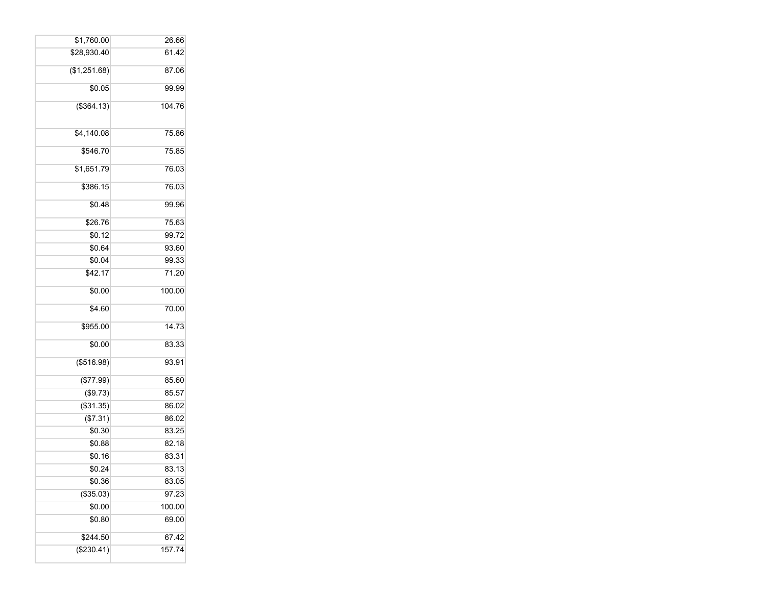| | |
|---|---|
| $1,760.00 | 26.66 |
| $28,930.40 | 61.42 |
| ($1,251.68) | 87.06 |
| $0.05 | 99.99 |
| ($364.13) | 104.76 |
| $4,140.08 | 75.86 |
| $546.70 | 75.85 |
| $1,651.79 | 76.03 |
| $386.15 | 76.03 |
| $0.48 | 99.96 |
| $26.76 | 75.63 |
| $0.12 | 99.72 |
| $0.64 | 93.60 |
| $0.04 | 99.33 |
| $42.17 | 71.20 |
| $0.00 | 100.00 |
| $4.60 | 70.00 |
| $955.00 | 14.73 |
| $0.00 | 83.33 |
| ($516.98) | 93.91 |
| ($77.99) | 85.60 |
| ($9.73) | 85.57 |
| ($31.35) | 86.02 |
| ($7.31) | 86.02 |
| $0.30 | 83.25 |
| $0.88 | 82.18 |
| $0.16 | 83.31 |
| $0.24 | 83.13 |
| $0.36 | 83.05 |
| ($35.03) | 97.23 |
| $0.00 | 100.00 |
| $0.80 | 69.00 |
| $244.50 | 67.42 |
| ($230.41) | 157.74 |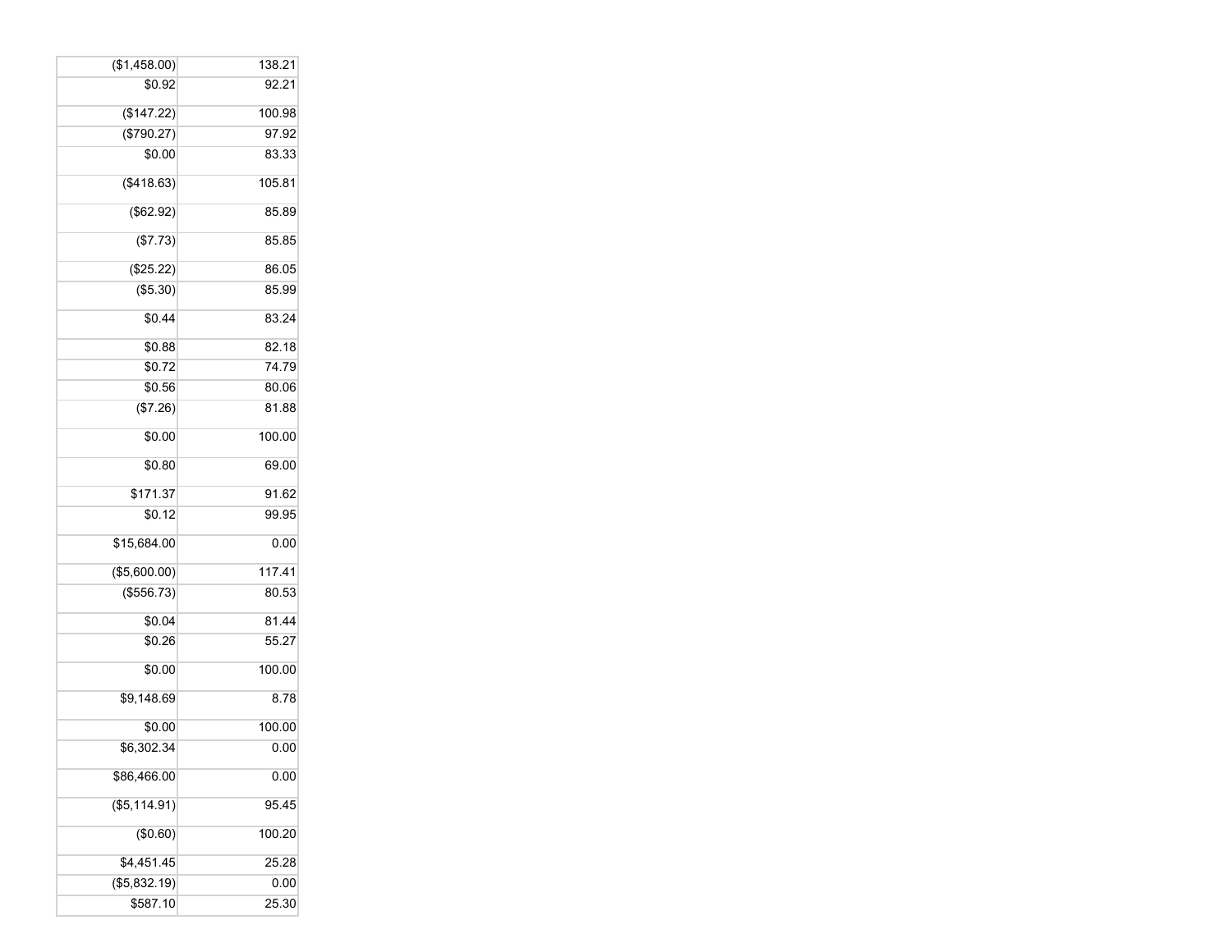| | |
|---|---|
| ($1,458.00) | 138.21 |
| $0.92 | 92.21 |
| ($147.22) | 100.98 |
| ($790.27) | 97.92 |
| $0.00 | 83.33 |
| ($418.63) | 105.81 |
| ($62.92) | 85.89 |
| ($7.73) | 85.85 |
| ($25.22) | 86.05 |
| ($5.30) | 85.99 |
| $0.44 | 83.24 |
| $0.88 | 82.18 |
| $0.72 | 74.79 |
| $0.56 | 80.06 |
| ($7.26) | 81.88 |
| $0.00 | 100.00 |
| $0.80 | 69.00 |
| $171.37 | 91.62 |
| $0.12 | 99.95 |
| $15,684.00 | 0.00 |
| ($5,600.00) | 117.41 |
| ($556.73) | 80.53 |
| $0.04 | 81.44 |
| $0.26 | 55.27 |
| $0.00 | 100.00 |
| $9,148.69 | 8.78 |
| $0.00 | 100.00 |
| $6,302.34 | 0.00 |
| $86,466.00 | 0.00 |
| ($5,114.91) | 95.45 |
| ($0.60) | 100.20 |
| $4,451.45 | 25.28 |
| ($5,832.19) | 0.00 |
| $587.10 | 25.30 |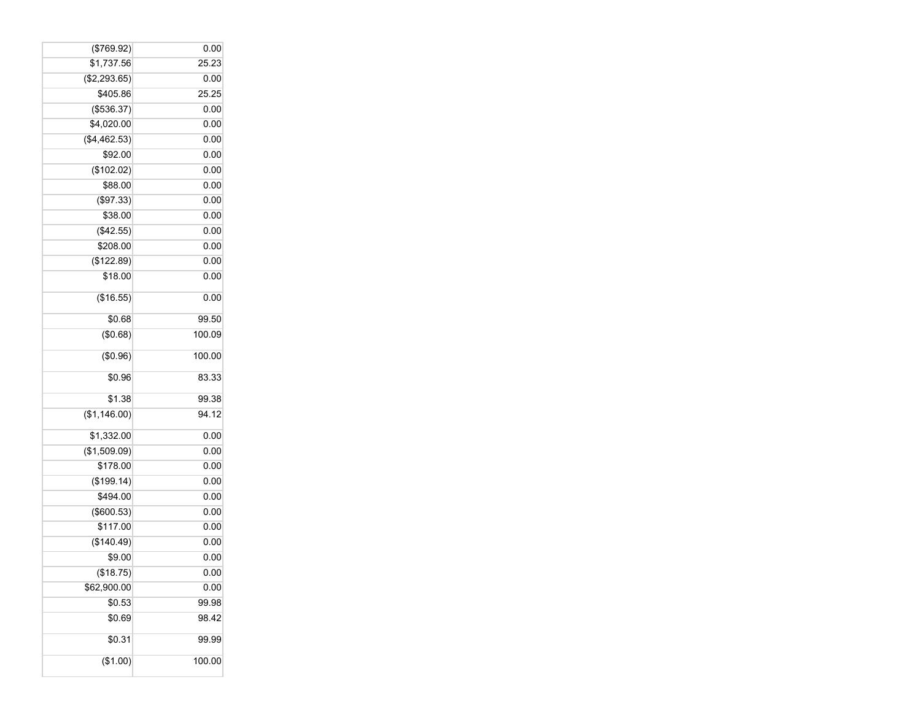| | |
|---|---|
| ($769.92) | 0.00 |
| $1,737.56 | 25.23 |
| ($2,293.65) | 0.00 |
| $405.86 | 25.25 |
| ($536.37) | 0.00 |
| $4,020.00 | 0.00 |
| ($4,462.53) | 0.00 |
| $92.00 | 0.00 |
| ($102.02) | 0.00 |
| $88.00 | 0.00 |
| ($97.33) | 0.00 |
| $38.00 | 0.00 |
| ($42.55) | 0.00 |
| $208.00 | 0.00 |
| ($122.89) | 0.00 |
| $18.00 | 0.00 |
| ($16.55) | 0.00 |
| $0.68 | 99.50 |
| ($0.68) | 100.09 |
| ($0.96) | 100.00 |
| $0.96 | 83.33 |
| $1.38 | 99.38 |
| ($1,146.00) | 94.12 |
| $1,332.00 | 0.00 |
| ($1,509.09) | 0.00 |
| $178.00 | 0.00 |
| ($199.14) | 0.00 |
| $494.00 | 0.00 |
| ($600.53) | 0.00 |
| $117.00 | 0.00 |
| ($140.49) | 0.00 |
| $9.00 | 0.00 |
| ($18.75) | 0.00 |
| $62,900.00 | 0.00 |
| $0.53 | 99.98 |
| $0.69 | 98.42 |
| $0.31 | 99.99 |
| ($1.00) | 100.00 |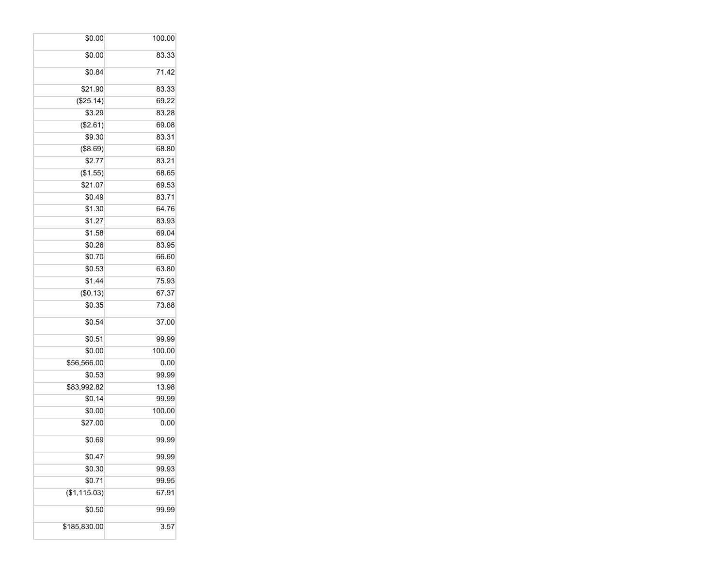| | |
|---|---|
| $0.00 | 100.00 |
| $0.00 | 83.33 |
| $0.84 | 71.42 |
| $21.90 | 83.33 |
| ($25.14) | 69.22 |
| $3.29 | 83.28 |
| ($2.61) | 69.08 |
| $9.30 | 83.31 |
| ($8.69) | 68.80 |
| $2.77 | 83.21 |
| ($1.55) | 68.65 |
| $21.07 | 69.53 |
| $0.49 | 83.71 |
| $1.30 | 64.76 |
| $1.27 | 83.93 |
| $1.58 | 69.04 |
| $0.26 | 83.95 |
| $0.70 | 66.60 |
| $0.53 | 63.80 |
| $1.44 | 75.93 |
| ($0.13) | 67.37 |
| $0.35 | 73.88 |
| $0.54 | 37.00 |
| $0.51 | 99.99 |
| $0.00 | 100.00 |
| $56,566.00 | 0.00 |
| $0.53 | 99.99 |
| $83,992.82 | 13.98 |
| $0.14 | 99.99 |
| $0.00 | 100.00 |
| $27.00 | 0.00 |
| $0.69 | 99.99 |
| $0.47 | 99.99 |
| $0.30 | 99.93 |
| $0.71 | 99.95 |
| ($1,115.03) | 67.91 |
| $0.50 | 99.99 |
| $185,830.00 | 3.57 |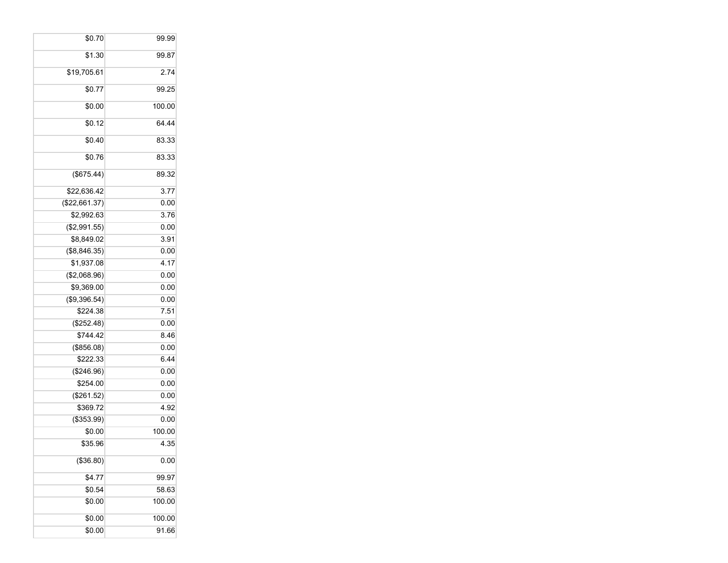| | |
|---|---|
| $0.70 | 99.99 |
| $1.30 | 99.87 |
| $19,705.61 | 2.74 |
| $0.77 | 99.25 |
| $0.00 | 100.00 |
| $0.12 | 64.44 |
| $0.40 | 83.33 |
| $0.76 | 83.33 |
| ($675.44) | 89.32 |
| $22,636.42 | 3.77 |
| ($22,661.37) | 0.00 |
| $2,992.63 | 3.76 |
| ($2,991.55) | 0.00 |
| $8,849.02 | 3.91 |
| ($8,846.35) | 0.00 |
| $1,937.08 | 4.17 |
| ($2,068.96) | 0.00 |
| $9,369.00 | 0.00 |
| ($9,396.54) | 0.00 |
| $224.38 | 7.51 |
| ($252.48) | 0.00 |
| $744.42 | 8.46 |
| ($856.08) | 0.00 |
| $222.33 | 6.44 |
| ($246.96) | 0.00 |
| $254.00 | 0.00 |
| ($261.52) | 0.00 |
| $369.72 | 4.92 |
| ($353.99) | 0.00 |
| $0.00 | 100.00 |
| $35.96 | 4.35 |
| ($36.80) | 0.00 |
| $4.77 | 99.97 |
| $0.54 | 58.63 |
| $0.00 | 100.00 |
| $0.00 | 100.00 |
| $0.00 | 91.66 |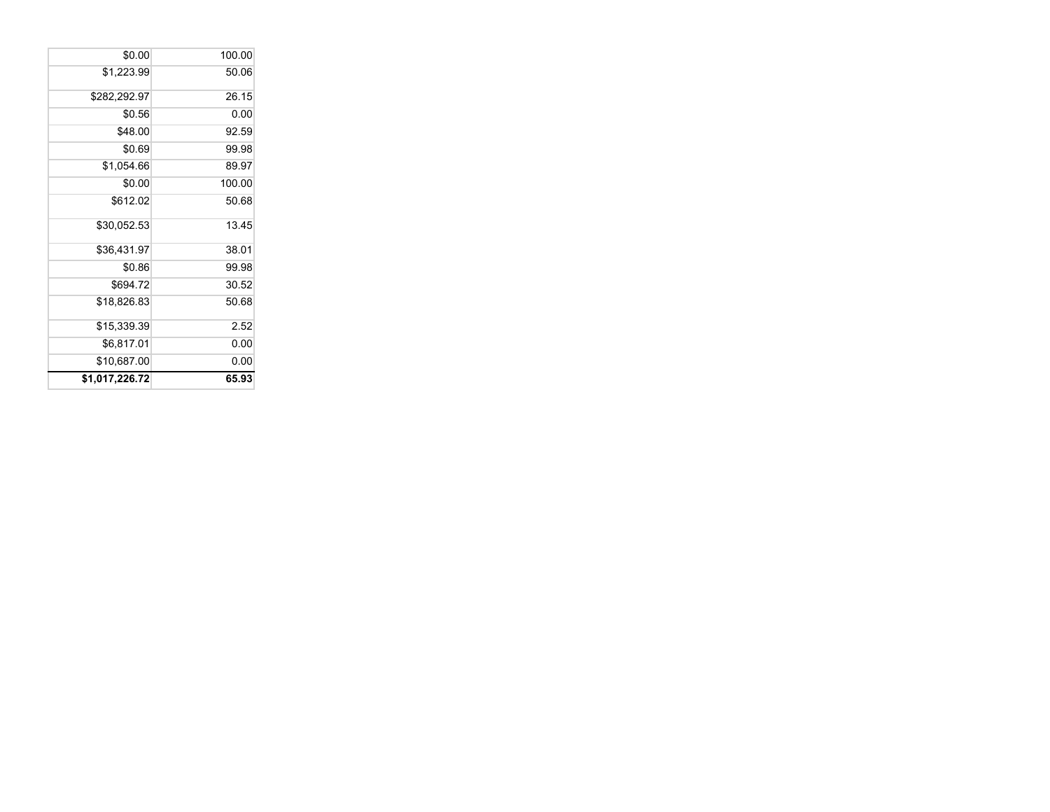| | |
|---|---|
| $0.00 | 100.00 |
| $1,223.99 | 50.06 |
| $282,292.97 | 26.15 |
| $0.56 | 0.00 |
| $48.00 | 92.59 |
| $0.69 | 99.98 |
| $1,054.66 | 89.97 |
| $0.00 | 100.00 |
| $612.02 | 50.68 |
| $30,052.53 | 13.45 |
| $36,431.97 | 38.01 |
| $0.86 | 99.98 |
| $694.72 | 30.52 |
| $18,826.83 | 50.68 |
| $15,339.39 | 2.52 |
| $6,817.01 | 0.00 |
| $10,687.00 | 0.00 |
| **$1,017,226.72** | **65.93** |